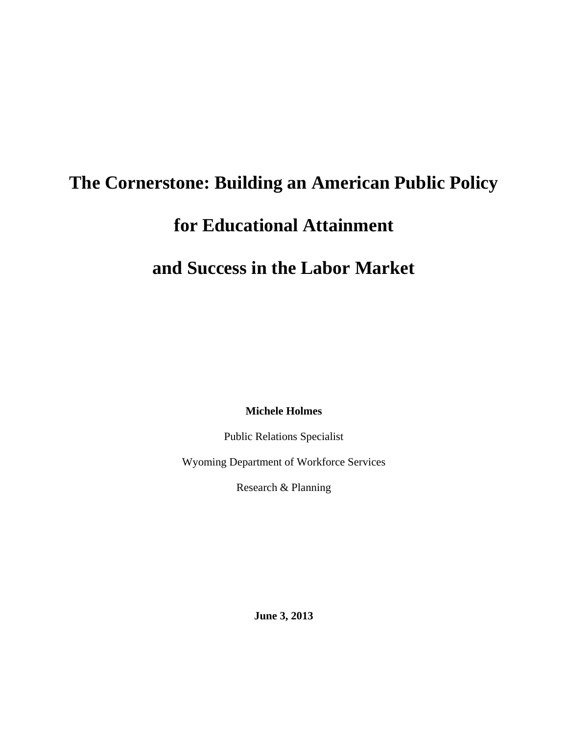# The Cornerstone: Building an American Public Policy for Educational Attainment and Success in the Labor Market

**Michele Holmes**

Public Relations Specialist

Wyoming Department of Workforce Services

Research & Planning

**June 3, 2013**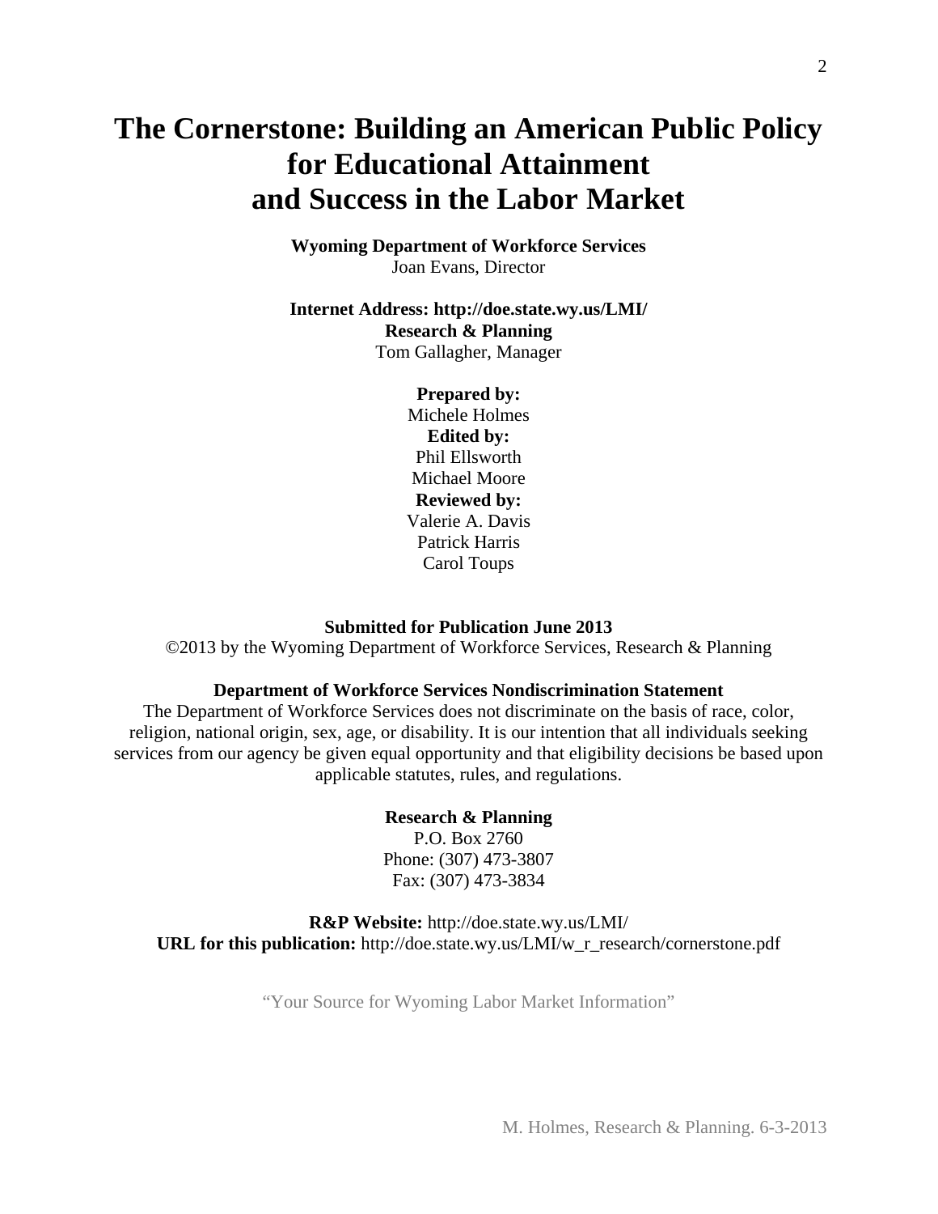# The Cornerstone: Building an American Public Policy for Educational Attainment and Success in the Labor Market

**Wyoming Department of Workforce Services**
Joan Evans, Director

**Internet Address: http://doe.state.wy.us/LMI/**
**Research & Planning**
Tom Gallagher, Manager

**Prepared by:**
Michele Holmes
**Edited by:**
Phil Ellsworth
Michael Moore
**Reviewed by:**
Valerie A. Davis
Patrick Harris
Carol Toups

**Submitted for Publication June 2013**
©2013 by the Wyoming Department of Workforce Services, Research & Planning

**Department of Workforce Services Nondiscrimination Statement**
The Department of Workforce Services does not discriminate on the basis of race, color, religion, national origin, sex, age, or disability. It is our intention that all individuals seeking services from our agency be given equal opportunity and that eligibility decisions be based upon applicable statutes, rules, and regulations.

**Research & Planning**
P.O. Box 2760
Phone: (307) 473-3807
Fax: (307) 473-3834

**R&P Website:** http://doe.state.wy.us/LMI/
**URL for this publication:** http://doe.state.wy.us/LMI/w_r_research/cornerstone.pdf

"Your Source for Wyoming Labor Market Information"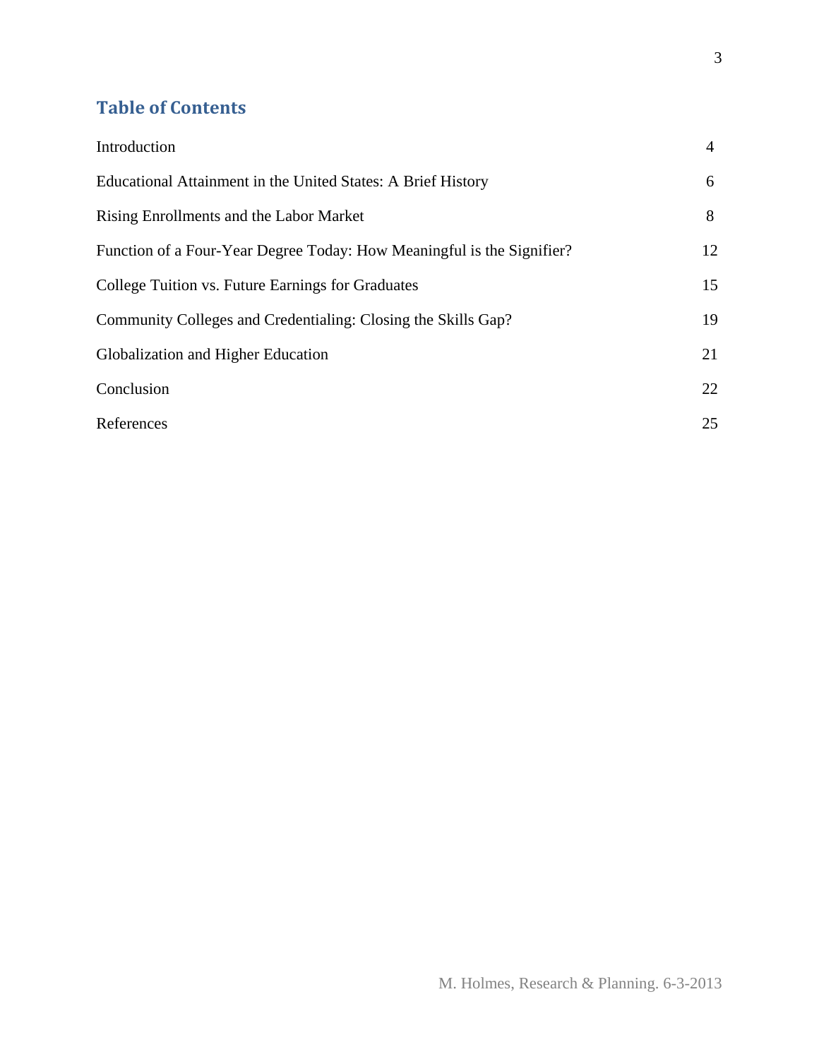## Table of Contents

| | |
|---|---|
| Introduction | 4 |
| Educational Attainment in the United States: A Brief History | 6 |
| Rising Enrollments and the Labor Market | 8 |
| Function of a Four-Year Degree Today: How Meaningful is the Signifier? | 12 |
| College Tuition vs. Future Earnings for Graduates | 15 |
| Community Colleges and Credentialing: Closing the Skills Gap? | 19 |
| Globalization and Higher Education | 21 |
| Conclusion | 22 |
| References | 25 |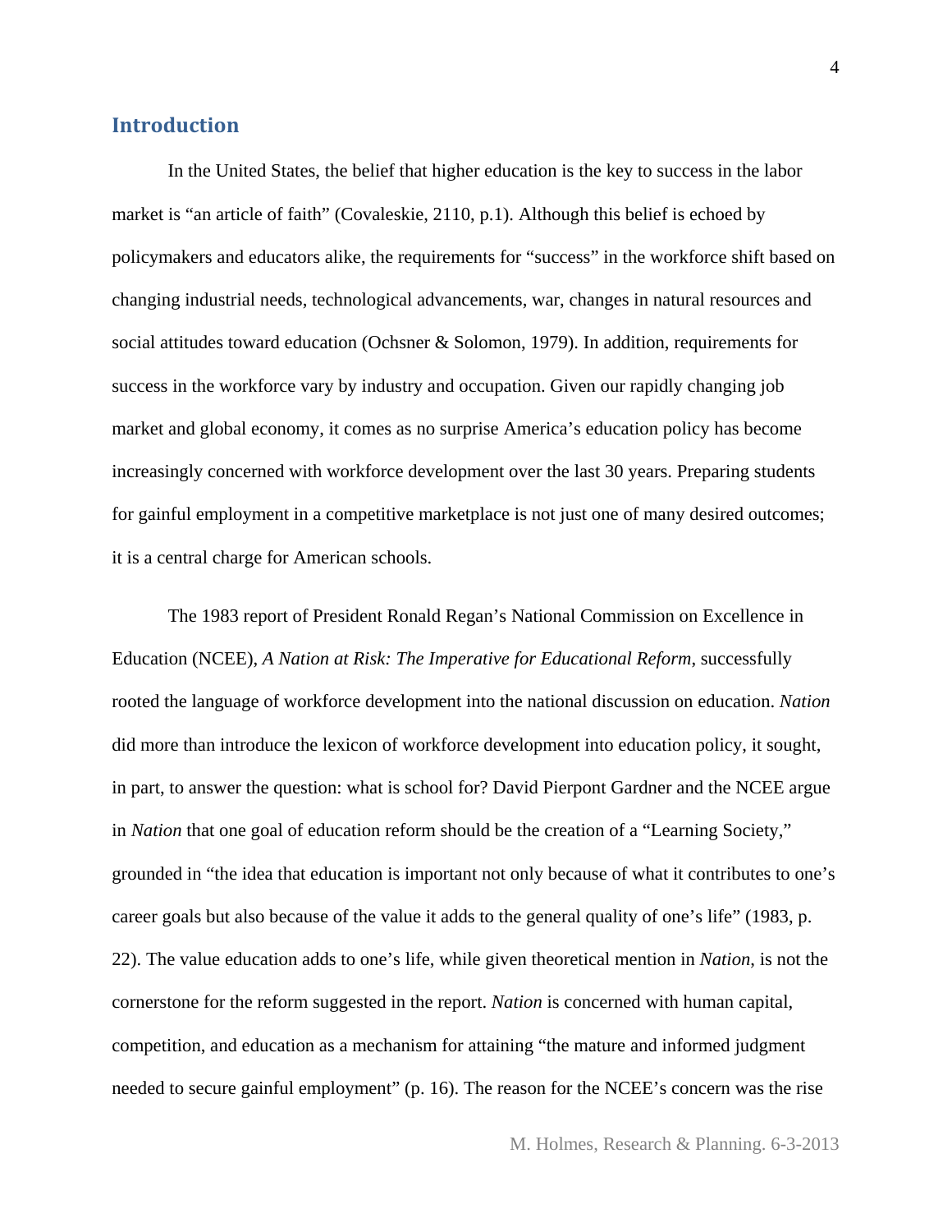## Introduction

In the United States, the belief that higher education is the key to success in the labor market is "an article of faith" (Covaleskie, 2110, p.1). Although this belief is echoed by policymakers and educators alike, the requirements for "success" in the workforce shift based on changing industrial needs, technological advancements, war, changes in natural resources and social attitudes toward education (Ochsner & Solomon, 1979). In addition, requirements for success in the workforce vary by industry and occupation. Given our rapidly changing job market and global economy, it comes as no surprise America's education policy has become increasingly concerned with workforce development over the last 30 years. Preparing students for gainful employment in a competitive marketplace is not just one of many desired outcomes; it is a central charge for American schools.

The 1983 report of President Ronald Regan's National Commission on Excellence in Education (NCEE), *A Nation at Risk: The Imperative for Educational Reform*, successfully rooted the language of workforce development into the national discussion on education. *Nation* did more than introduce the lexicon of workforce development into education policy, it sought, in part, to answer the question: what is school for? David Pierpont Gardner and the NCEE argue in *Nation* that one goal of education reform should be the creation of a "Learning Society," grounded in "the idea that education is important not only because of what it contributes to one's career goals but also because of the value it adds to the general quality of one's life" (1983, p. 22). The value education adds to one's life, while given theoretical mention in *Nation*, is not the cornerstone for the reform suggested in the report. *Nation* is concerned with human capital, competition, and education as a mechanism for attaining "the mature and informed judgment needed to secure gainful employment" (p. 16). The reason for the NCEE's concern was the rise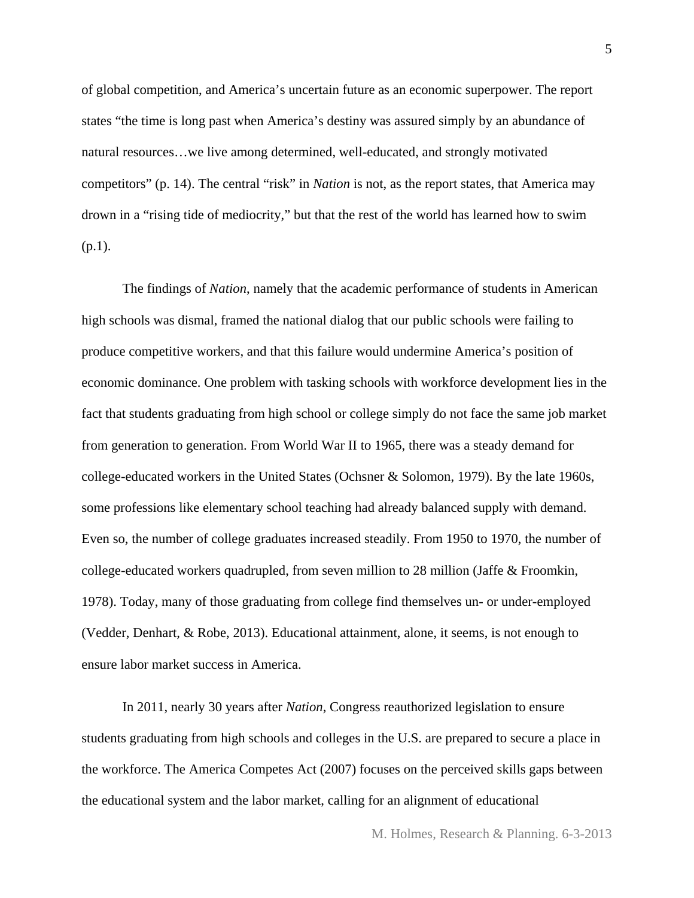of global competition, and America's uncertain future as an economic superpower. The report states "the time is long past when America's destiny was assured simply by an abundance of natural resources…we live among determined, well-educated, and strongly motivated competitors" (p. 14). The central "risk" in *Nation* is not, as the report states, that America may drown in a "rising tide of mediocrity," but that the rest of the world has learned how to swim (p.1).

The findings of *Nation*, namely that the academic performance of students in American high schools was dismal, framed the national dialog that our public schools were failing to produce competitive workers, and that this failure would undermine America's position of economic dominance. One problem with tasking schools with workforce development lies in the fact that students graduating from high school or college simply do not face the same job market from generation to generation. From World War II to 1965, there was a steady demand for college-educated workers in the United States (Ochsner & Solomon, 1979). By the late 1960s, some professions like elementary school teaching had already balanced supply with demand. Even so, the number of college graduates increased steadily. From 1950 to 1970, the number of college-educated workers quadrupled, from seven million to 28 million (Jaffe & Froomkin, 1978). Today, many of those graduating from college find themselves un- or under-employed (Vedder, Denhart, & Robe, 2013). Educational attainment, alone, it seems, is not enough to ensure labor market success in America.

In 2011, nearly 30 years after *Nation*, Congress reauthorized legislation to ensure students graduating from high schools and colleges in the U.S. are prepared to secure a place in the workforce. The America Competes Act (2007) focuses on the perceived skills gaps between the educational system and the labor market, calling for an alignment of educational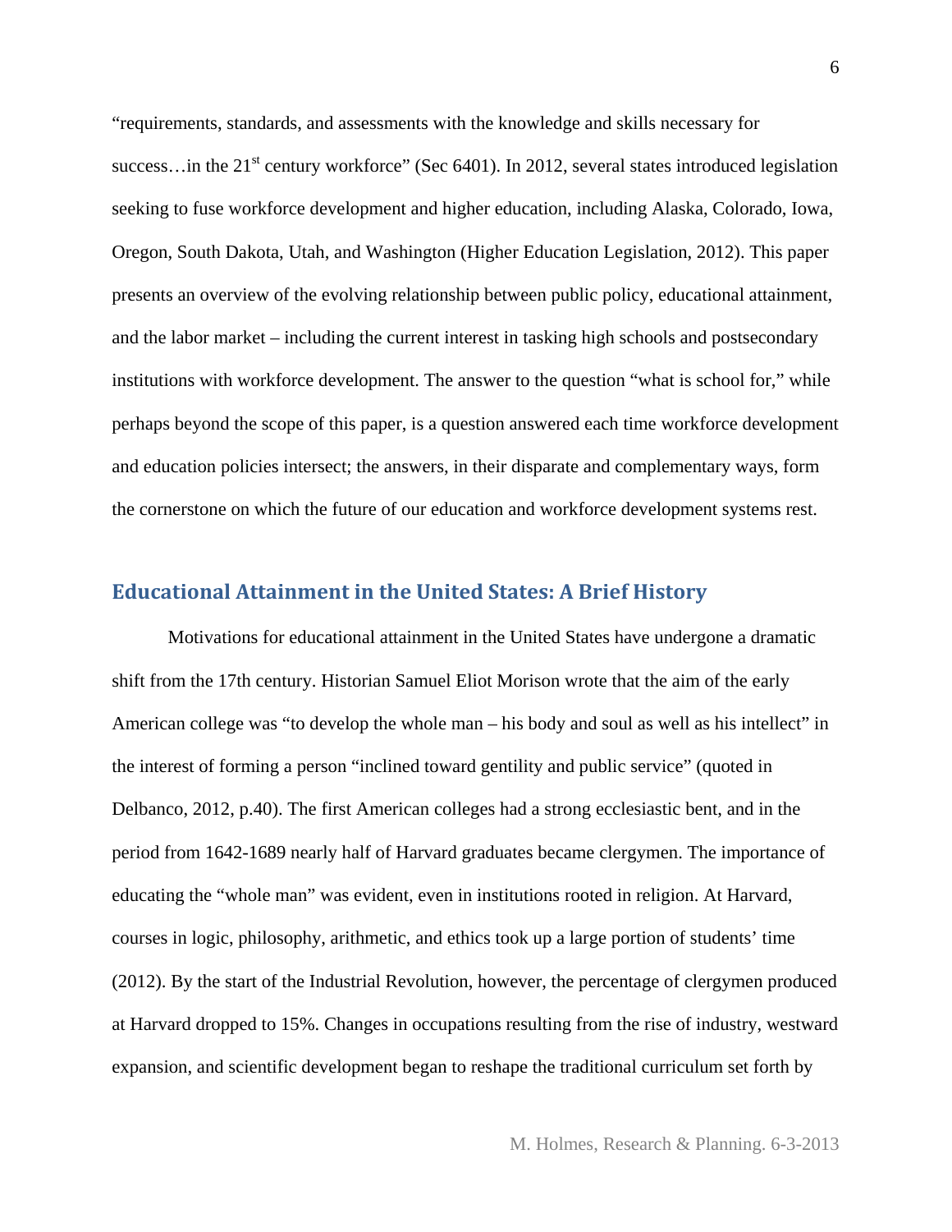"requirements, standards, and assessments with the knowledge and skills necessary for success…in the 21st century workforce" (Sec 6401). In 2012, several states introduced legislation seeking to fuse workforce development and higher education, including Alaska, Colorado, Iowa, Oregon, South Dakota, Utah, and Washington (Higher Education Legislation, 2012). This paper presents an overview of the evolving relationship between public policy, educational attainment, and the labor market – including the current interest in tasking high schools and postsecondary institutions with workforce development. The answer to the question "what is school for," while perhaps beyond the scope of this paper, is a question answered each time workforce development and education policies intersect; the answers, in their disparate and complementary ways, form the cornerstone on which the future of our education and workforce development systems rest.

## Educational Attainment in the United States: A Brief History

Motivations for educational attainment in the United States have undergone a dramatic shift from the 17th century. Historian Samuel Eliot Morison wrote that the aim of the early American college was "to develop the whole man – his body and soul as well as his intellect" in the interest of forming a person "inclined toward gentility and public service" (quoted in Delbanco, 2012, p.40). The first American colleges had a strong ecclesiastic bent, and in the period from 1642-1689 nearly half of Harvard graduates became clergymen. The importance of educating the "whole man" was evident, even in institutions rooted in religion. At Harvard, courses in logic, philosophy, arithmetic, and ethics took up a large portion of students' time (2012). By the start of the Industrial Revolution, however, the percentage of clergymen produced at Harvard dropped to 15%. Changes in occupations resulting from the rise of industry, westward expansion, and scientific development began to reshape the traditional curriculum set forth by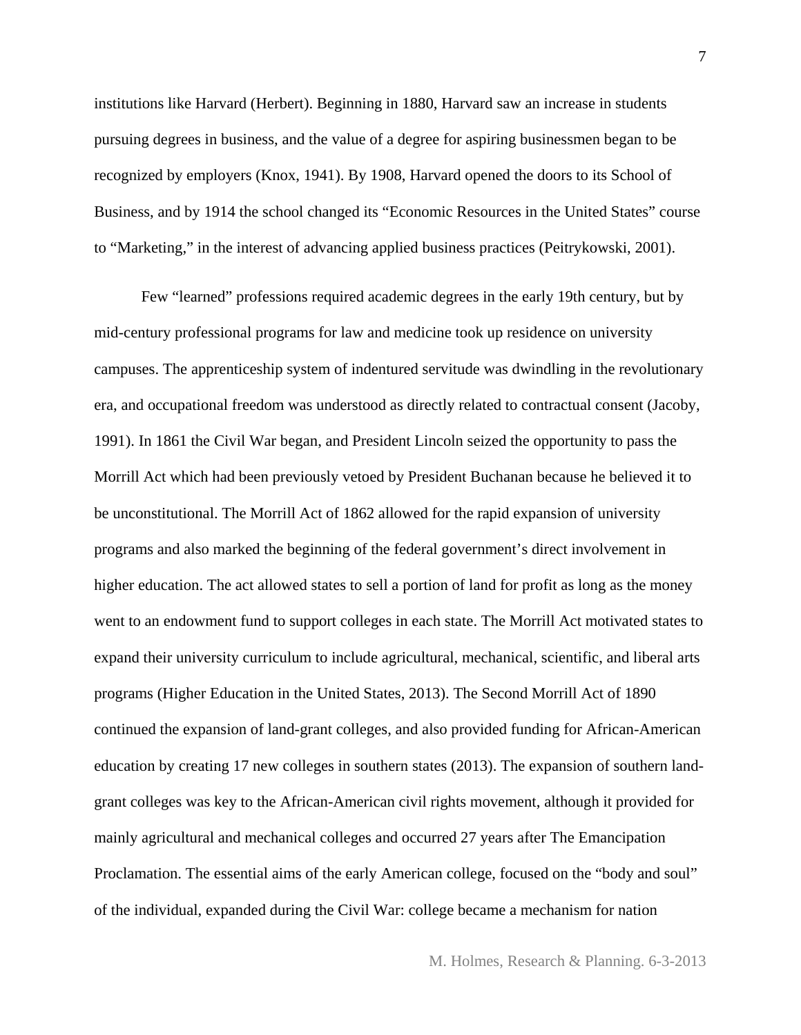institutions like Harvard (Herbert). Beginning in 1880, Harvard saw an increase in students pursuing degrees in business, and the value of a degree for aspiring businessmen began to be recognized by employers (Knox, 1941). By 1908, Harvard opened the doors to its School of Business, and by 1914 the school changed its "Economic Resources in the United States" course to "Marketing," in the interest of advancing applied business practices (Peitrykowski, 2001).

Few "learned" professions required academic degrees in the early 19th century, but by mid-century professional programs for law and medicine took up residence on university campuses. The apprenticeship system of indentured servitude was dwindling in the revolutionary era, and occupational freedom was understood as directly related to contractual consent (Jacoby, 1991). In 1861 the Civil War began, and President Lincoln seized the opportunity to pass the Morrill Act which had been previously vetoed by President Buchanan because he believed it to be unconstitutional. The Morrill Act of 1862 allowed for the rapid expansion of university programs and also marked the beginning of the federal government's direct involvement in higher education. The act allowed states to sell a portion of land for profit as long as the money went to an endowment fund to support colleges in each state. The Morrill Act motivated states to expand their university curriculum to include agricultural, mechanical, scientific, and liberal arts programs (Higher Education in the United States, 2013). The Second Morrill Act of 1890 continued the expansion of land-grant colleges, and also provided funding for African-American education by creating 17 new colleges in southern states (2013). The expansion of southern land-grant colleges was key to the African-American civil rights movement, although it provided for mainly agricultural and mechanical colleges and occurred 27 years after The Emancipation Proclamation. The essential aims of the early American college, focused on the "body and soul" of the individual, expanded during the Civil War: college became a mechanism for nation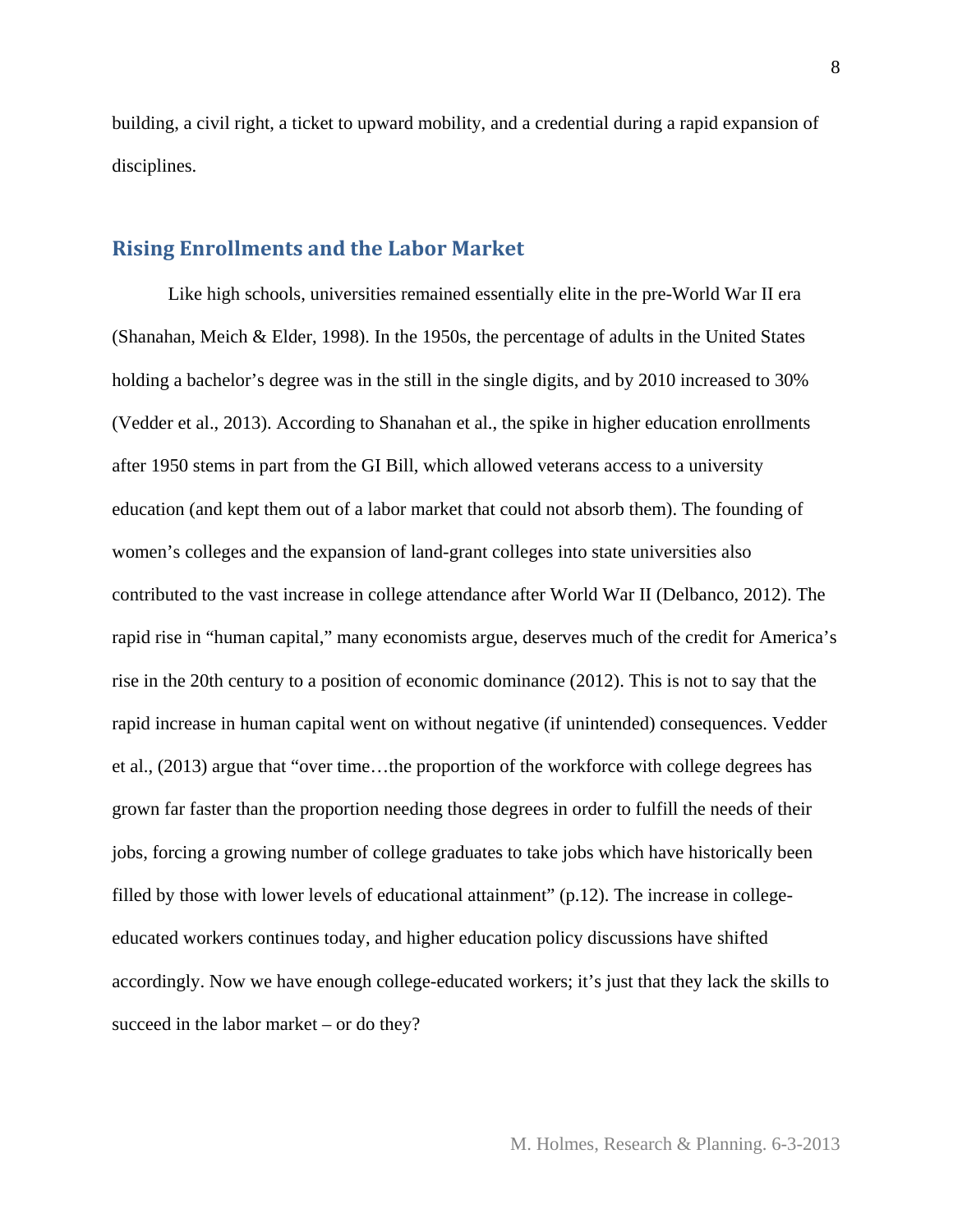building, a civil right, a ticket to upward mobility, and a credential during a rapid expansion of disciplines.

## Rising Enrollments and the Labor Market

Like high schools, universities remained essentially elite in the pre-World War II era (Shanahan, Meich & Elder, 1998). In the 1950s, the percentage of adults in the United States holding a bachelor's degree was in the still in the single digits, and by 2010 increased to 30% (Vedder et al., 2013). According to Shanahan et al., the spike in higher education enrollments after 1950 stems in part from the GI Bill, which allowed veterans access to a university education (and kept them out of a labor market that could not absorb them). The founding of women's colleges and the expansion of land-grant colleges into state universities also contributed to the vast increase in college attendance after World War II (Delbanco, 2012). The rapid rise in "human capital," many economists argue, deserves much of the credit for America's rise in the 20th century to a position of economic dominance (2012). This is not to say that the rapid increase in human capital went on without negative (if unintended) consequences. Vedder et al., (2013) argue that "over time…the proportion of the workforce with college degrees has grown far faster than the proportion needing those degrees in order to fulfill the needs of their jobs, forcing a growing number of college graduates to take jobs which have historically been filled by those with lower levels of educational attainment" (p.12). The increase in college-educated workers continues today, and higher education policy discussions have shifted accordingly. Now we have enough college-educated workers; it's just that they lack the skills to succeed in the labor market – or do they?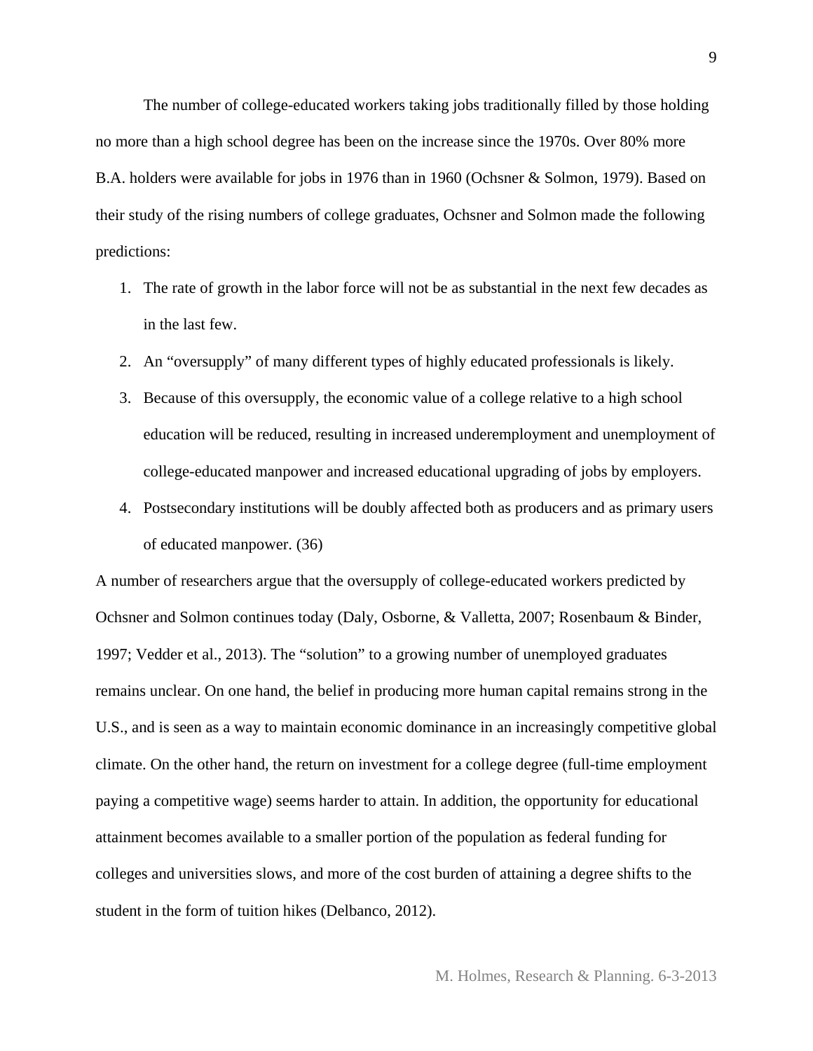The number of college-educated workers taking jobs traditionally filled by those holding no more than a high school degree has been on the increase since the 1970s. Over 80% more B.A. holders were available for jobs in 1976 than in 1960 (Ochsner & Solmon, 1979). Based on their study of the rising numbers of college graduates, Ochsner and Solmon made the following predictions:

1. The rate of growth in the labor force will not be as substantial in the next few decades as in the last few.
2. An "oversupply" of many different types of highly educated professionals is likely.
3. Because of this oversupply, the economic value of a college relative to a high school education will be reduced, resulting in increased underemployment and unemployment of college-educated manpower and increased educational upgrading of jobs by employers.
4. Postsecondary institutions will be doubly affected both as producers and as primary users of educated manpower. (36)

A number of researchers argue that the oversupply of college-educated workers predicted by Ochsner and Solmon continues today (Daly, Osborne, & Valletta, 2007; Rosenbaum & Binder, 1997; Vedder et al., 2013). The "solution" to a growing number of unemployed graduates remains unclear. On one hand, the belief in producing more human capital remains strong in the U.S., and is seen as a way to maintain economic dominance in an increasingly competitive global climate. On the other hand, the return on investment for a college degree (full-time employment paying a competitive wage) seems harder to attain. In addition, the opportunity for educational attainment becomes available to a smaller portion of the population as federal funding for colleges and universities slows, and more of the cost burden of attaining a degree shifts to the student in the form of tuition hikes (Delbanco, 2012).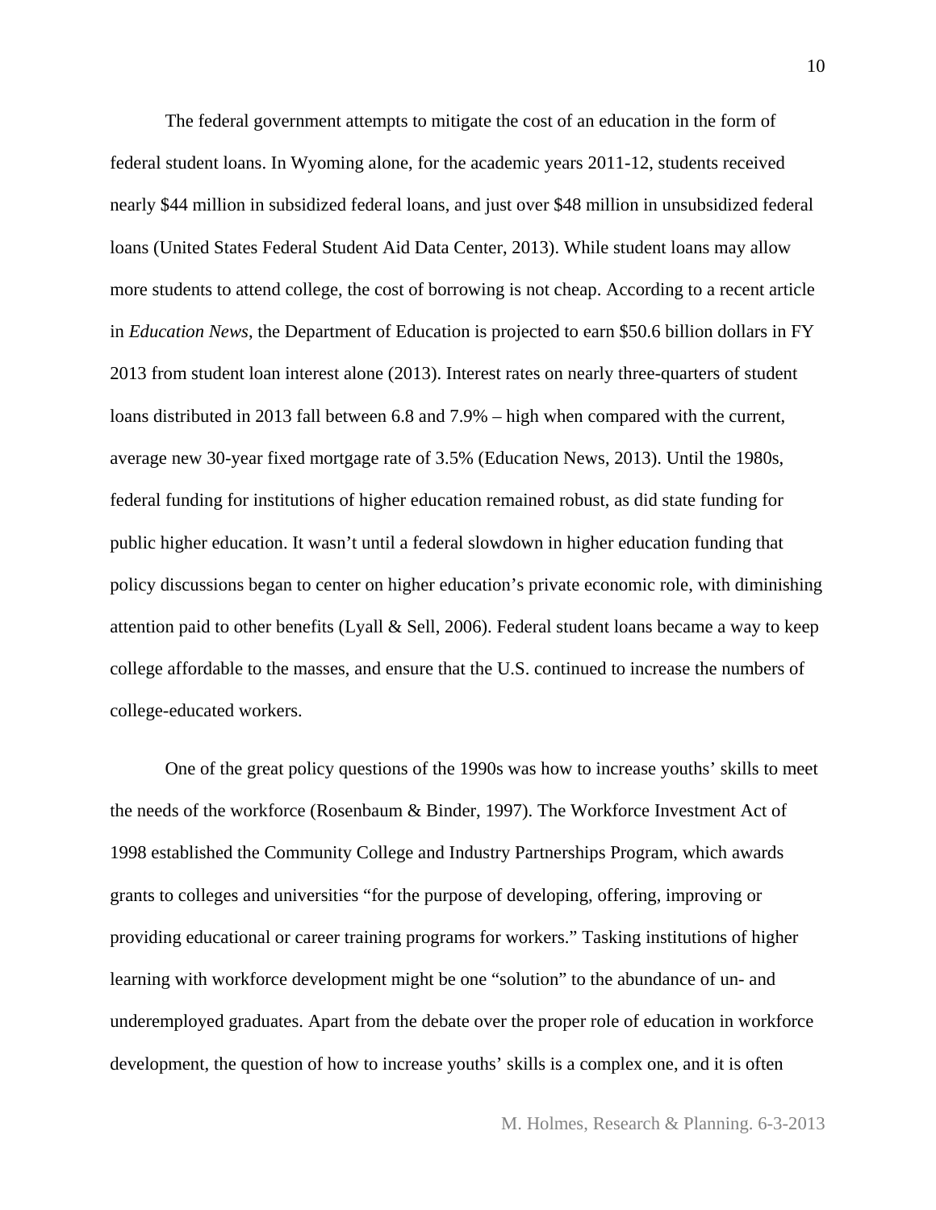The federal government attempts to mitigate the cost of an education in the form of federal student loans. In Wyoming alone, for the academic years 2011-12, students received nearly $44 million in subsidized federal loans, and just over $48 million in unsubsidized federal loans (United States Federal Student Aid Data Center, 2013). While student loans may allow more students to attend college, the cost of borrowing is not cheap. According to a recent article in *Education News*, the Department of Education is projected to earn $50.6 billion dollars in FY 2013 from student loan interest alone (2013). Interest rates on nearly three-quarters of student loans distributed in 2013 fall between 6.8 and 7.9% – high when compared with the current, average new 30-year fixed mortgage rate of 3.5% (Education News, 2013). Until the 1980s, federal funding for institutions of higher education remained robust, as did state funding for public higher education. It wasn't until a federal slowdown in higher education funding that policy discussions began to center on higher education's private economic role, with diminishing attention paid to other benefits (Lyall & Sell, 2006). Federal student loans became a way to keep college affordable to the masses, and ensure that the U.S. continued to increase the numbers of college-educated workers.

One of the great policy questions of the 1990s was how to increase youths' skills to meet the needs of the workforce (Rosenbaum & Binder, 1997). The Workforce Investment Act of 1998 established the Community College and Industry Partnerships Program, which awards grants to colleges and universities "for the purpose of developing, offering, improving or providing educational or career training programs for workers." Tasking institutions of higher learning with workforce development might be one "solution" to the abundance of un- and underemployed graduates. Apart from the debate over the proper role of education in workforce development, the question of how to increase youths' skills is a complex one, and it is often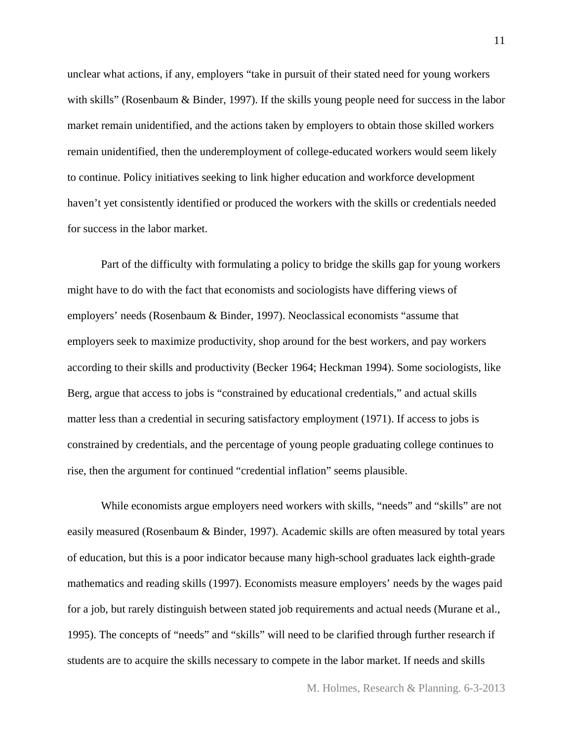unclear what actions, if any, employers “take in pursuit of their stated need for young workers with skills” (Rosenbaum & Binder, 1997). If the skills young people need for success in the labor market remain unidentified, and the actions taken by employers to obtain those skilled workers remain unidentified, then the underemployment of college-educated workers would seem likely to continue. Policy initiatives seeking to link higher education and workforce development haven’t yet consistently identified or produced the workers with the skills or credentials needed for success in the labor market.

Part of the difficulty with formulating a policy to bridge the skills gap for young workers might have to do with the fact that economists and sociologists have differing views of employers’ needs (Rosenbaum & Binder, 1997). Neoclassical economists “assume that employers seek to maximize productivity, shop around for the best workers, and pay workers according to their skills and productivity (Becker 1964; Heckman 1994). Some sociologists, like Berg, argue that access to jobs is “constrained by educational credentials,” and actual skills matter less than a credential in securing satisfactory employment (1971). If access to jobs is constrained by credentials, and the percentage of young people graduating college continues to rise, then the argument for continued “credential inflation” seems plausible.

While economists argue employers need workers with skills, “needs” and “skills” are not easily measured (Rosenbaum & Binder, 1997). Academic skills are often measured by total years of education, but this is a poor indicator because many high-school graduates lack eighth-grade mathematics and reading skills (1997). Economists measure employers’ needs by the wages paid for a job, but rarely distinguish between stated job requirements and actual needs (Murane et al., 1995). The concepts of “needs” and “skills” will need to be clarified through further research if students are to acquire the skills necessary to compete in the labor market. If needs and skills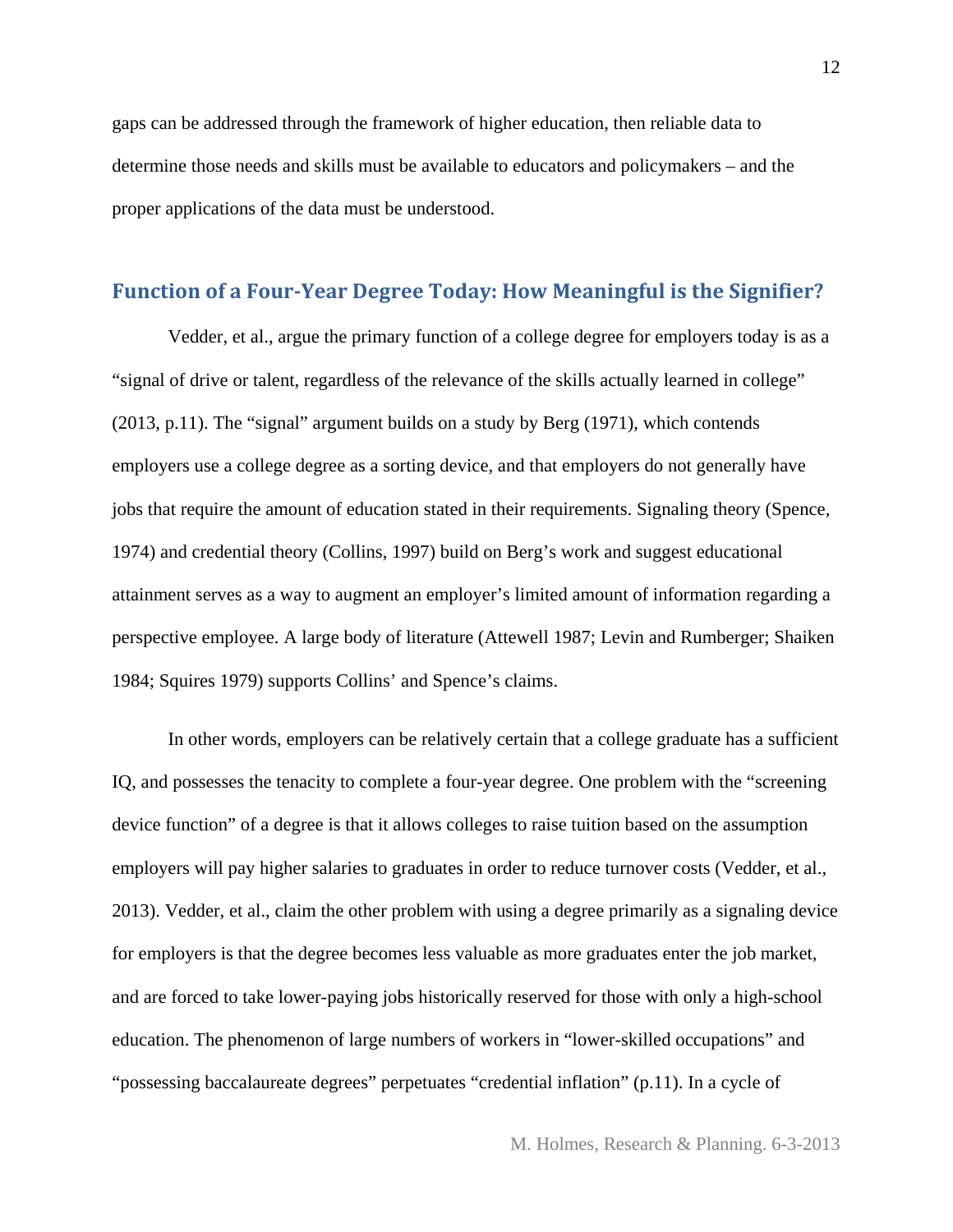gaps can be addressed through the framework of higher education, then reliable data to determine those needs and skills must be available to educators and policymakers – and the proper applications of the data must be understood.

## Function of a Four-Year Degree Today: How Meaningful is the Signifier?

Vedder, et al., argue the primary function of a college degree for employers today is as a "signal of drive or talent, regardless of the relevance of the skills actually learned in college" (2013, p.11). The "signal" argument builds on a study by Berg (1971), which contends employers use a college degree as a sorting device, and that employers do not generally have jobs that require the amount of education stated in their requirements. Signaling theory (Spence, 1974) and credential theory (Collins, 1997) build on Berg's work and suggest educational attainment serves as a way to augment an employer's limited amount of information regarding a perspective employee. A large body of literature (Attewell 1987; Levin and Rumberger; Shaiken 1984; Squires 1979) supports Collins' and Spence's claims.

In other words, employers can be relatively certain that a college graduate has a sufficient IQ, and possesses the tenacity to complete a four-year degree. One problem with the "screening device function" of a degree is that it allows colleges to raise tuition based on the assumption employers will pay higher salaries to graduates in order to reduce turnover costs (Vedder, et al., 2013). Vedder, et al., claim the other problem with using a degree primarily as a signaling device for employers is that the degree becomes less valuable as more graduates enter the job market, and are forced to take lower-paying jobs historically reserved for those with only a high-school education. The phenomenon of large numbers of workers in "lower-skilled occupations" and "possessing baccalaureate degrees" perpetuates "credential inflation" (p.11). In a cycle of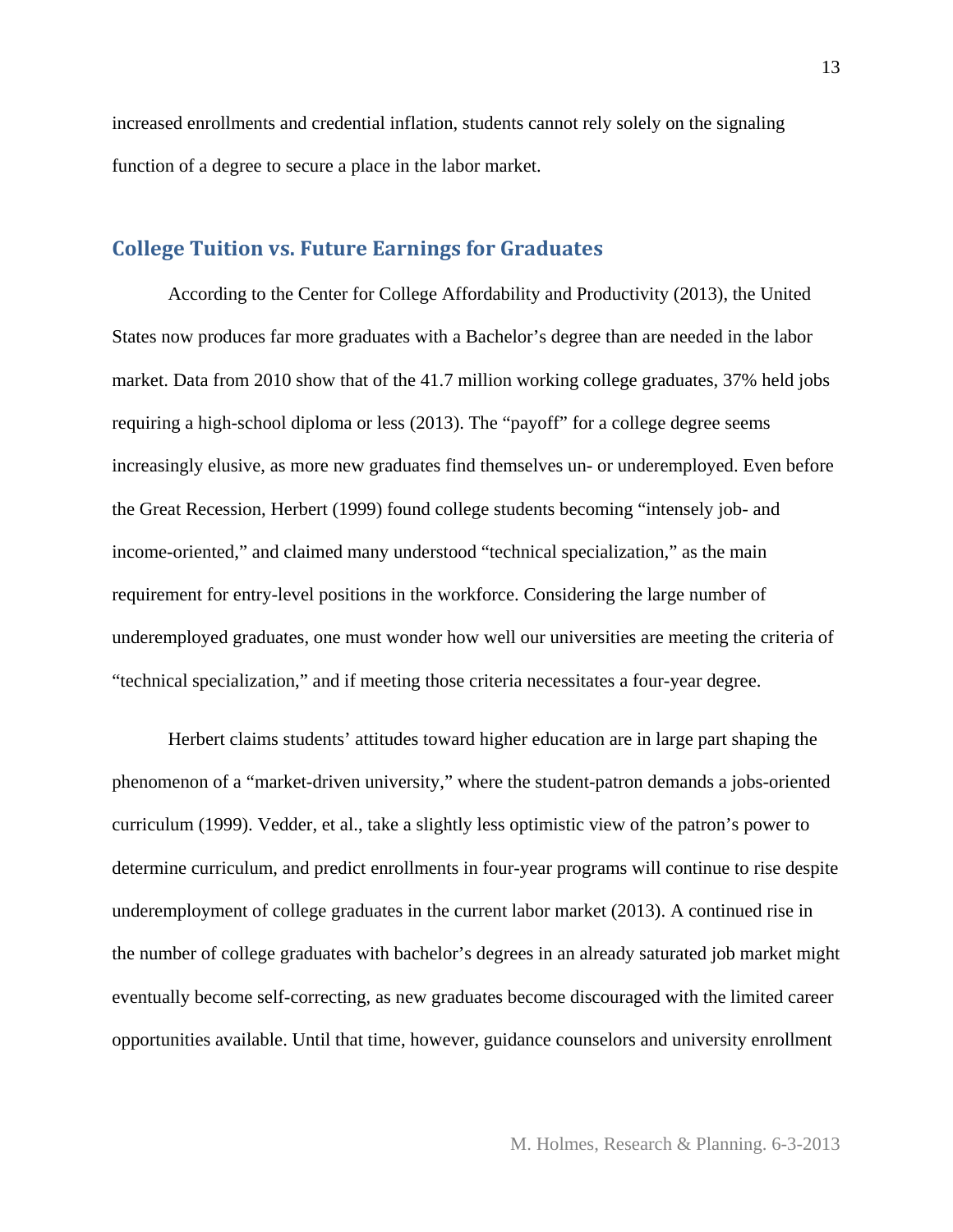increased enrollments and credential inflation, students cannot rely solely on the signaling function of a degree to secure a place in the labor market.

## College Tuition vs. Future Earnings for Graduates

According to the Center for College Affordability and Productivity (2013), the United States now produces far more graduates with a Bachelor's degree than are needed in the labor market. Data from 2010 show that of the 41.7 million working college graduates, 37% held jobs requiring a high-school diploma or less (2013). The "payoff" for a college degree seems increasingly elusive, as more new graduates find themselves un- or underemployed. Even before the Great Recession, Herbert (1999) found college students becoming "intensely job- and income-oriented," and claimed many understood "technical specialization," as the main requirement for entry-level positions in the workforce. Considering the large number of underemployed graduates, one must wonder how well our universities are meeting the criteria of "technical specialization," and if meeting those criteria necessitates a four-year degree.

Herbert claims students' attitudes toward higher education are in large part shaping the phenomenon of a "market-driven university," where the student-patron demands a jobs-oriented curriculum (1999). Vedder, et al., take a slightly less optimistic view of the patron's power to determine curriculum, and predict enrollments in four-year programs will continue to rise despite underemployment of college graduates in the current labor market (2013). A continued rise in the number of college graduates with bachelor's degrees in an already saturated job market might eventually become self-correcting, as new graduates become discouraged with the limited career opportunities available. Until that time, however, guidance counselors and university enrollment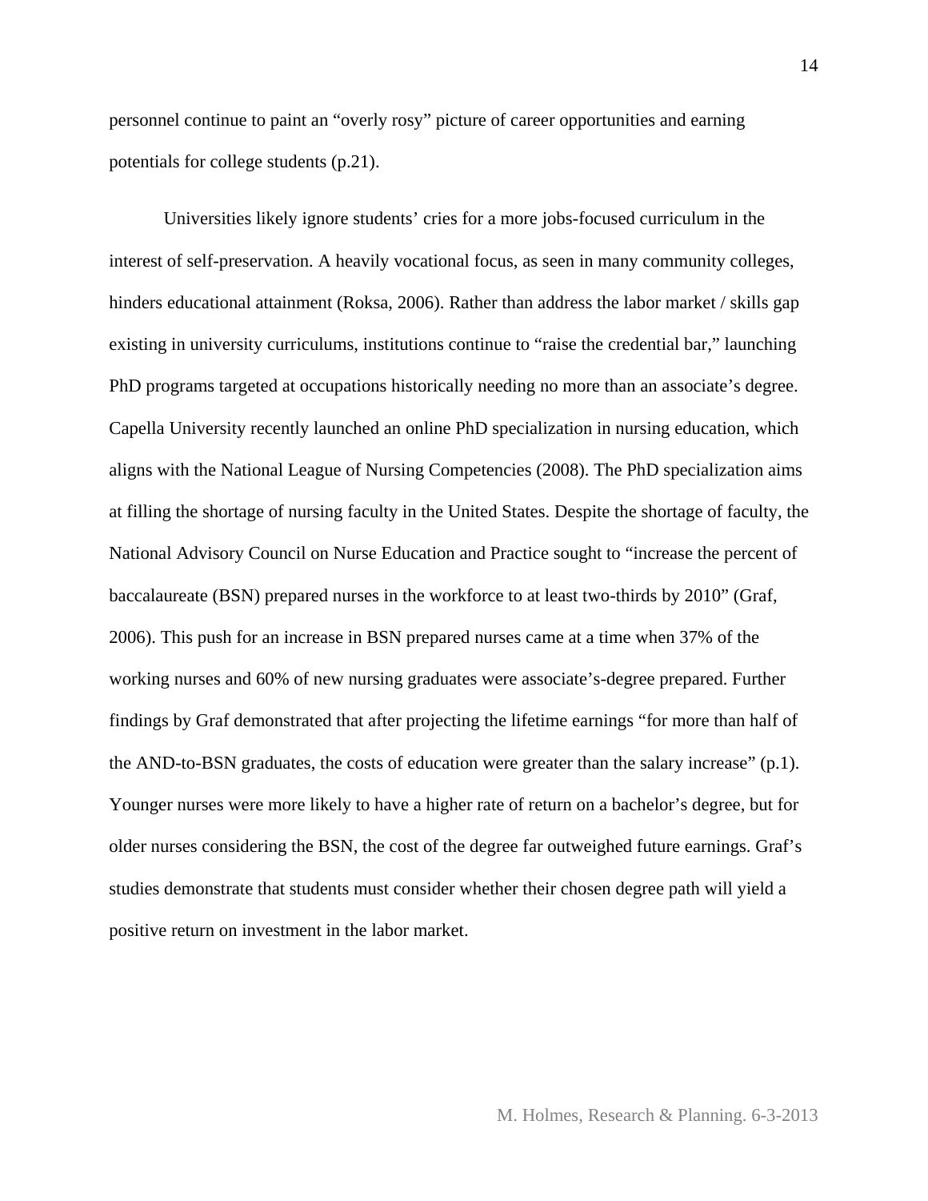personnel continue to paint an "overly rosy" picture of career opportunities and earning potentials for college students (p.21).

Universities likely ignore students' cries for a more jobs-focused curriculum in the interest of self-preservation. A heavily vocational focus, as seen in many community colleges, hinders educational attainment (Roksa, 2006). Rather than address the labor market / skills gap existing in university curriculums, institutions continue to "raise the credential bar," launching PhD programs targeted at occupations historically needing no more than an associate's degree. Capella University recently launched an online PhD specialization in nursing education, which aligns with the National League of Nursing Competencies (2008). The PhD specialization aims at filling the shortage of nursing faculty in the United States. Despite the shortage of faculty, the National Advisory Council on Nurse Education and Practice sought to "increase the percent of baccalaureate (BSN) prepared nurses in the workforce to at least two-thirds by 2010" (Graf, 2006). This push for an increase in BSN prepared nurses came at a time when 37% of the working nurses and 60% of new nursing graduates were associate's-degree prepared. Further findings by Graf demonstrated that after projecting the lifetime earnings "for more than half of the AND-to-BSN graduates, the costs of education were greater than the salary increase" (p.1). Younger nurses were more likely to have a higher rate of return on a bachelor's degree, but for older nurses considering the BSN, the cost of the degree far outweighed future earnings. Graf's studies demonstrate that students must consider whether their chosen degree path will yield a positive return on investment in the labor market.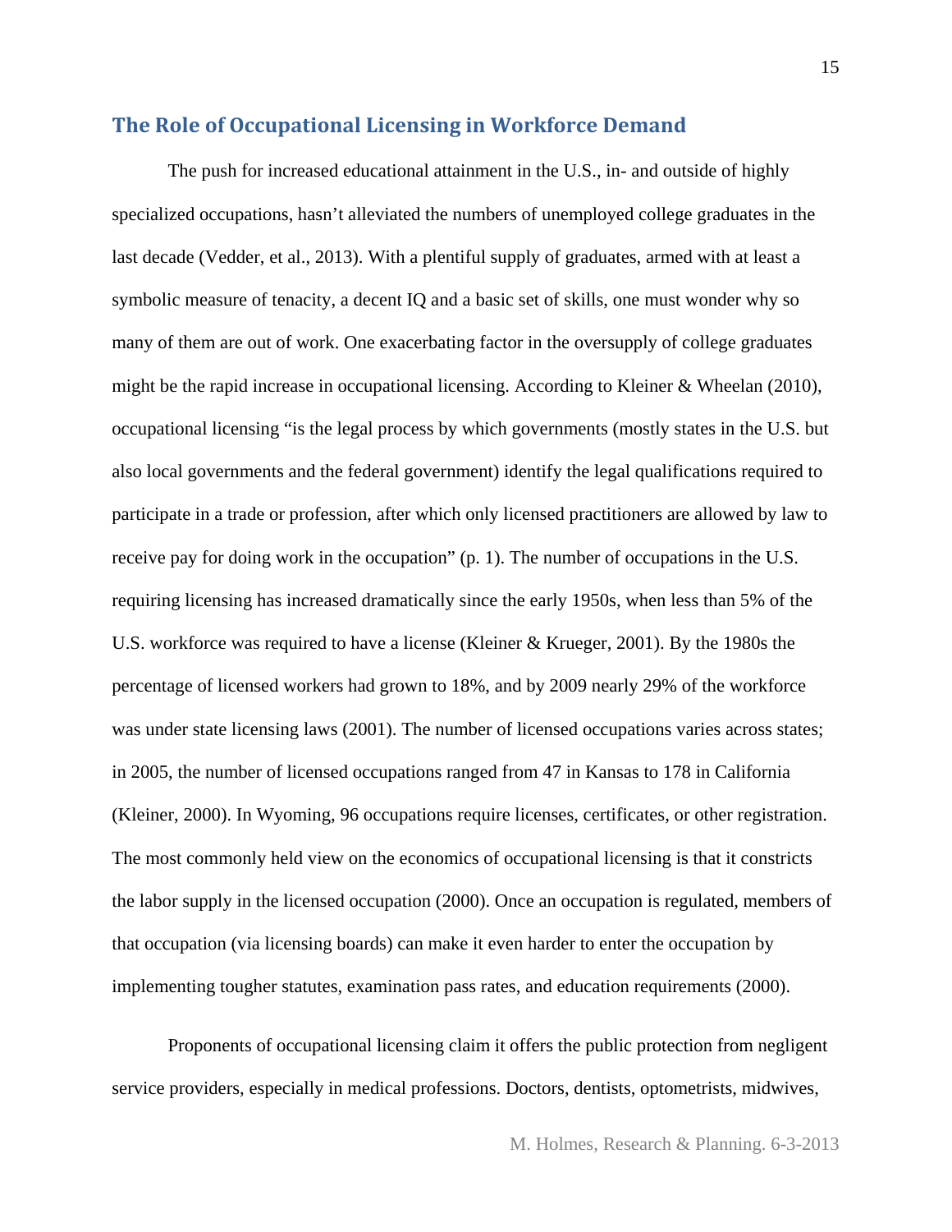## The Role of Occupational Licensing in Workforce Demand

The push for increased educational attainment in the U.S., in- and outside of highly specialized occupations, hasn't alleviated the numbers of unemployed college graduates in the last decade (Vedder, et al., 2013). With a plentiful supply of graduates, armed with at least a symbolic measure of tenacity, a decent IQ and a basic set of skills, one must wonder why so many of them are out of work. One exacerbating factor in the oversupply of college graduates might be the rapid increase in occupational licensing. According to Kleiner & Wheelan (2010), occupational licensing "is the legal process by which governments (mostly states in the U.S. but also local governments and the federal government) identify the legal qualifications required to participate in a trade or profession, after which only licensed practitioners are allowed by law to receive pay for doing work in the occupation" (p. 1). The number of occupations in the U.S. requiring licensing has increased dramatically since the early 1950s, when less than 5% of the U.S. workforce was required to have a license (Kleiner & Krueger, 2001). By the 1980s the percentage of licensed workers had grown to 18%, and by 2009 nearly 29% of the workforce was under state licensing laws (2001). The number of licensed occupations varies across states; in 2005, the number of licensed occupations ranged from 47 in Kansas to 178 in California (Kleiner, 2000). In Wyoming, 96 occupations require licenses, certificates, or other registration. The most commonly held view on the economics of occupational licensing is that it constricts the labor supply in the licensed occupation (2000). Once an occupation is regulated, members of that occupation (via licensing boards) can make it even harder to enter the occupation by implementing tougher statutes, examination pass rates, and education requirements (2000).

Proponents of occupational licensing claim it offers the public protection from negligent service providers, especially in medical professions. Doctors, dentists, optometrists, midwives,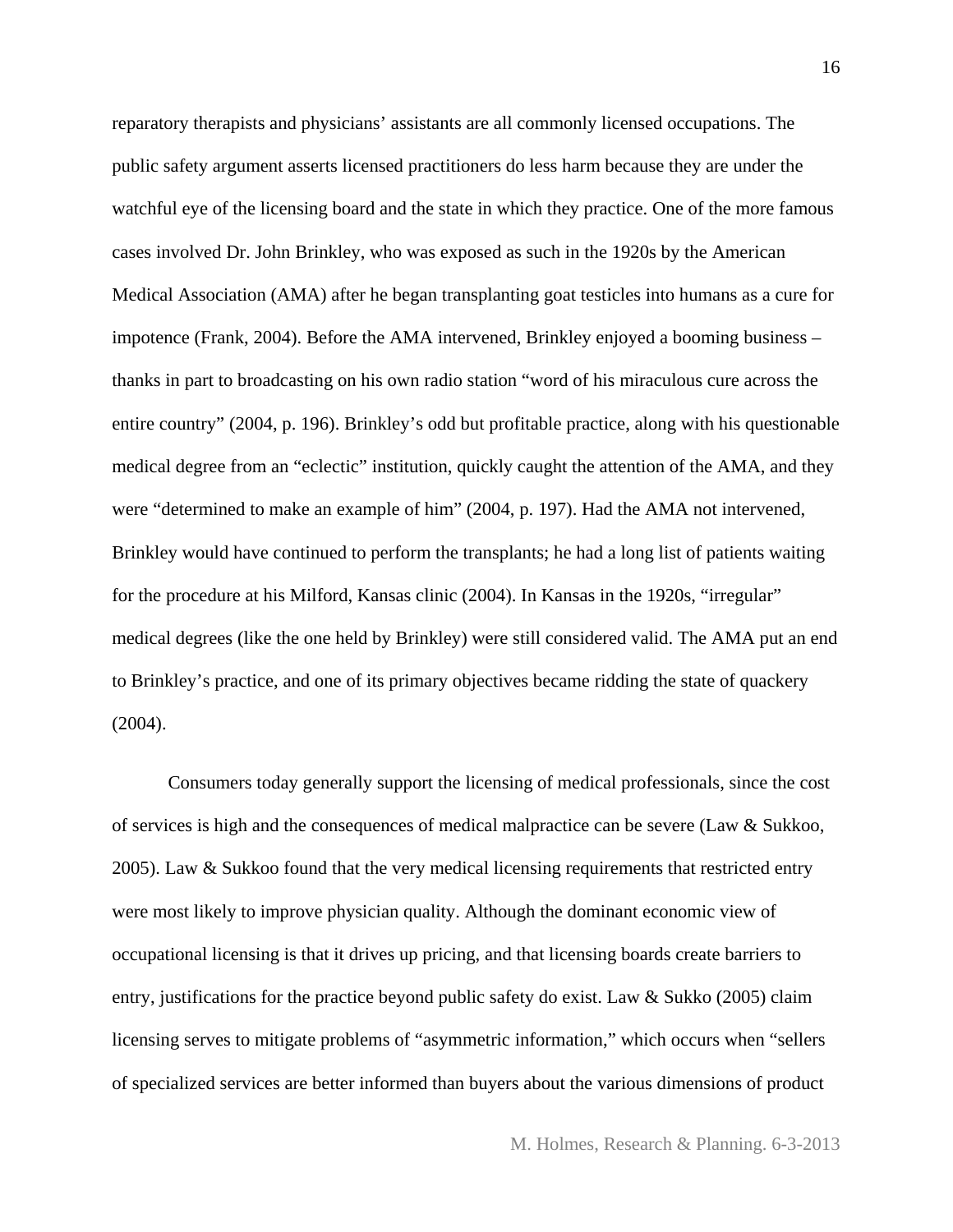reparatory therapists and physicians' assistants are all commonly licensed occupations. The public safety argument asserts licensed practitioners do less harm because they are under the watchful eye of the licensing board and the state in which they practice. One of the more famous cases involved Dr. John Brinkley, who was exposed as such in the 1920s by the American Medical Association (AMA) after he began transplanting goat testicles into humans as a cure for impotence (Frank, 2004). Before the AMA intervened, Brinkley enjoyed a booming business – thanks in part to broadcasting on his own radio station "word of his miraculous cure across the entire country" (2004, p. 196). Brinkley's odd but profitable practice, along with his questionable medical degree from an "eclectic" institution, quickly caught the attention of the AMA, and they were "determined to make an example of him" (2004, p. 197). Had the AMA not intervened, Brinkley would have continued to perform the transplants; he had a long list of patients waiting for the procedure at his Milford, Kansas clinic (2004). In Kansas in the 1920s, "irregular" medical degrees (like the one held by Brinkley) were still considered valid. The AMA put an end to Brinkley's practice, and one of its primary objectives became ridding the state of quackery (2004).

Consumers today generally support the licensing of medical professionals, since the cost of services is high and the consequences of medical malpractice can be severe (Law & Sukkoo, 2005). Law & Sukkoo found that the very medical licensing requirements that restricted entry were most likely to improve physician quality. Although the dominant economic view of occupational licensing is that it drives up pricing, and that licensing boards create barriers to entry, justifications for the practice beyond public safety do exist. Law & Sukko (2005) claim licensing serves to mitigate problems of "asymmetric information," which occurs when "sellers of specialized services are better informed than buyers about the various dimensions of product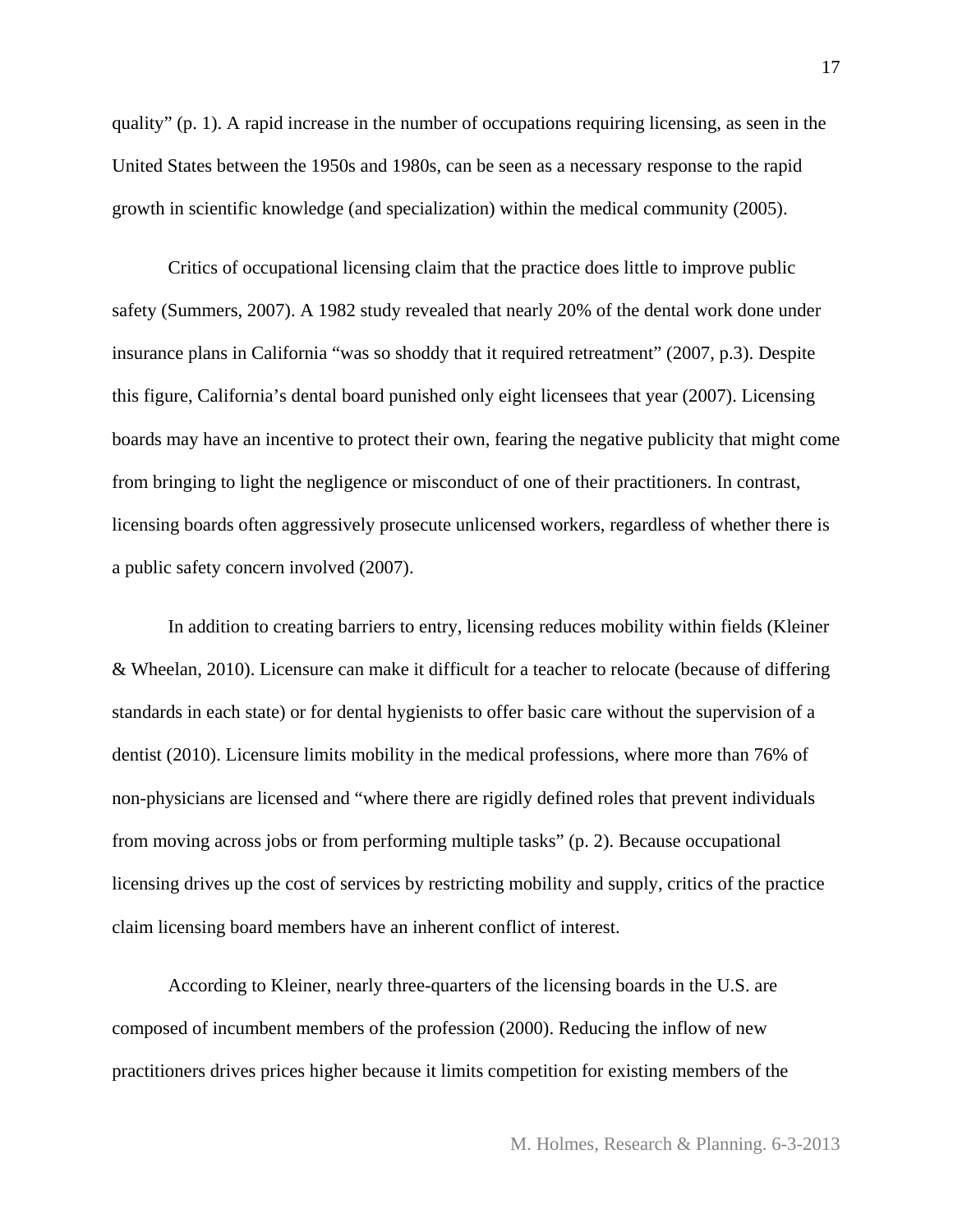quality" (p. 1). A rapid increase in the number of occupations requiring licensing, as seen in the United States between the 1950s and 1980s, can be seen as a necessary response to the rapid growth in scientific knowledge (and specialization) within the medical community (2005).

Critics of occupational licensing claim that the practice does little to improve public safety (Summers, 2007). A 1982 study revealed that nearly 20% of the dental work done under insurance plans in California "was so shoddy that it required retreatment" (2007, p.3). Despite this figure, California's dental board punished only eight licensees that year (2007). Licensing boards may have an incentive to protect their own, fearing the negative publicity that might come from bringing to light the negligence or misconduct of one of their practitioners. In contrast, licensing boards often aggressively prosecute unlicensed workers, regardless of whether there is a public safety concern involved (2007).

In addition to creating barriers to entry, licensing reduces mobility within fields (Kleiner & Wheelan, 2010). Licensure can make it difficult for a teacher to relocate (because of differing standards in each state) or for dental hygienists to offer basic care without the supervision of a dentist (2010). Licensure limits mobility in the medical professions, where more than 76% of non-physicians are licensed and "where there are rigidly defined roles that prevent individuals from moving across jobs or from performing multiple tasks" (p. 2). Because occupational licensing drives up the cost of services by restricting mobility and supply, critics of the practice claim licensing board members have an inherent conflict of interest.

According to Kleiner, nearly three-quarters of the licensing boards in the U.S. are composed of incumbent members of the profession (2000). Reducing the inflow of new practitioners drives prices higher because it limits competition for existing members of the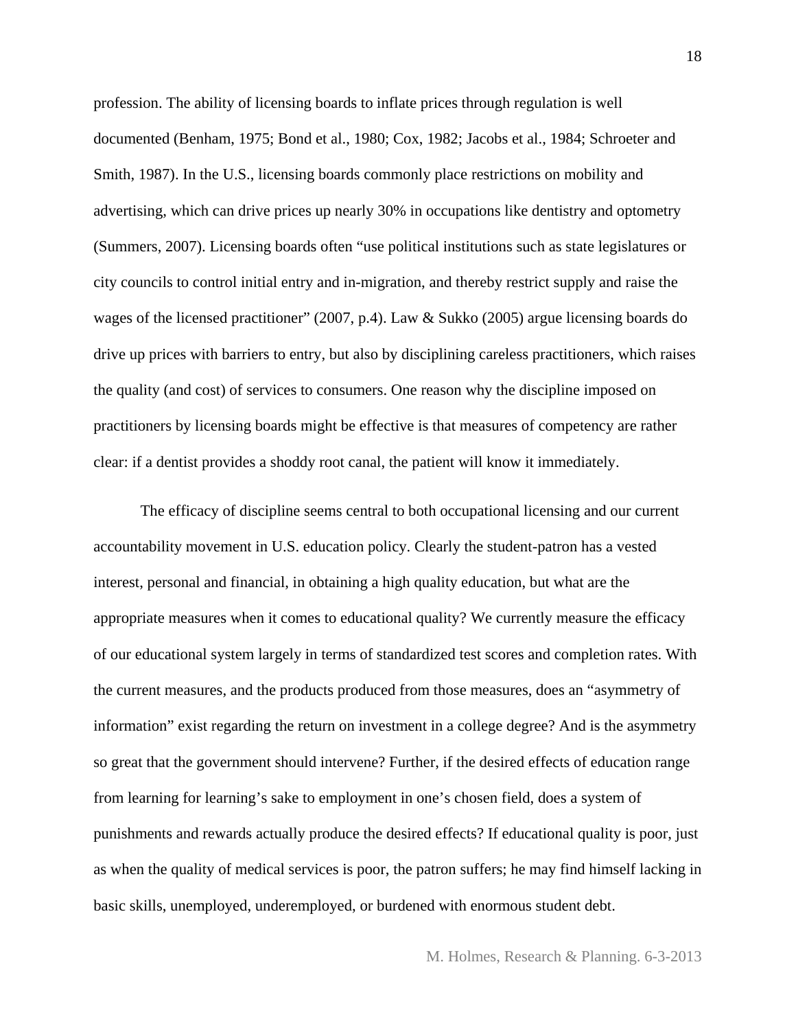profession. The ability of licensing boards to inflate prices through regulation is well documented (Benham, 1975; Bond et al., 1980; Cox, 1982; Jacobs et al., 1984; Schroeter and Smith, 1987). In the U.S., licensing boards commonly place restrictions on mobility and advertising, which can drive prices up nearly 30% in occupations like dentistry and optometry (Summers, 2007). Licensing boards often "use political institutions such as state legislatures or city councils to control initial entry and in-migration, and thereby restrict supply and raise the wages of the licensed practitioner" (2007, p.4). Law & Sukko (2005) argue licensing boards do drive up prices with barriers to entry, but also by disciplining careless practitioners, which raises the quality (and cost) of services to consumers. One reason why the discipline imposed on practitioners by licensing boards might be effective is that measures of competency are rather clear: if a dentist provides a shoddy root canal, the patient will know it immediately.

The efficacy of discipline seems central to both occupational licensing and our current accountability movement in U.S. education policy. Clearly the student-patron has a vested interest, personal and financial, in obtaining a high quality education, but what are the appropriate measures when it comes to educational quality? We currently measure the efficacy of our educational system largely in terms of standardized test scores and completion rates. With the current measures, and the products produced from those measures, does an "asymmetry of information" exist regarding the return on investment in a college degree? And is the asymmetry so great that the government should intervene? Further, if the desired effects of education range from learning for learning's sake to employment in one's chosen field, does a system of punishments and rewards actually produce the desired effects? If educational quality is poor, just as when the quality of medical services is poor, the patron suffers; he may find himself lacking in basic skills, unemployed, underemployed, or burdened with enormous student debt.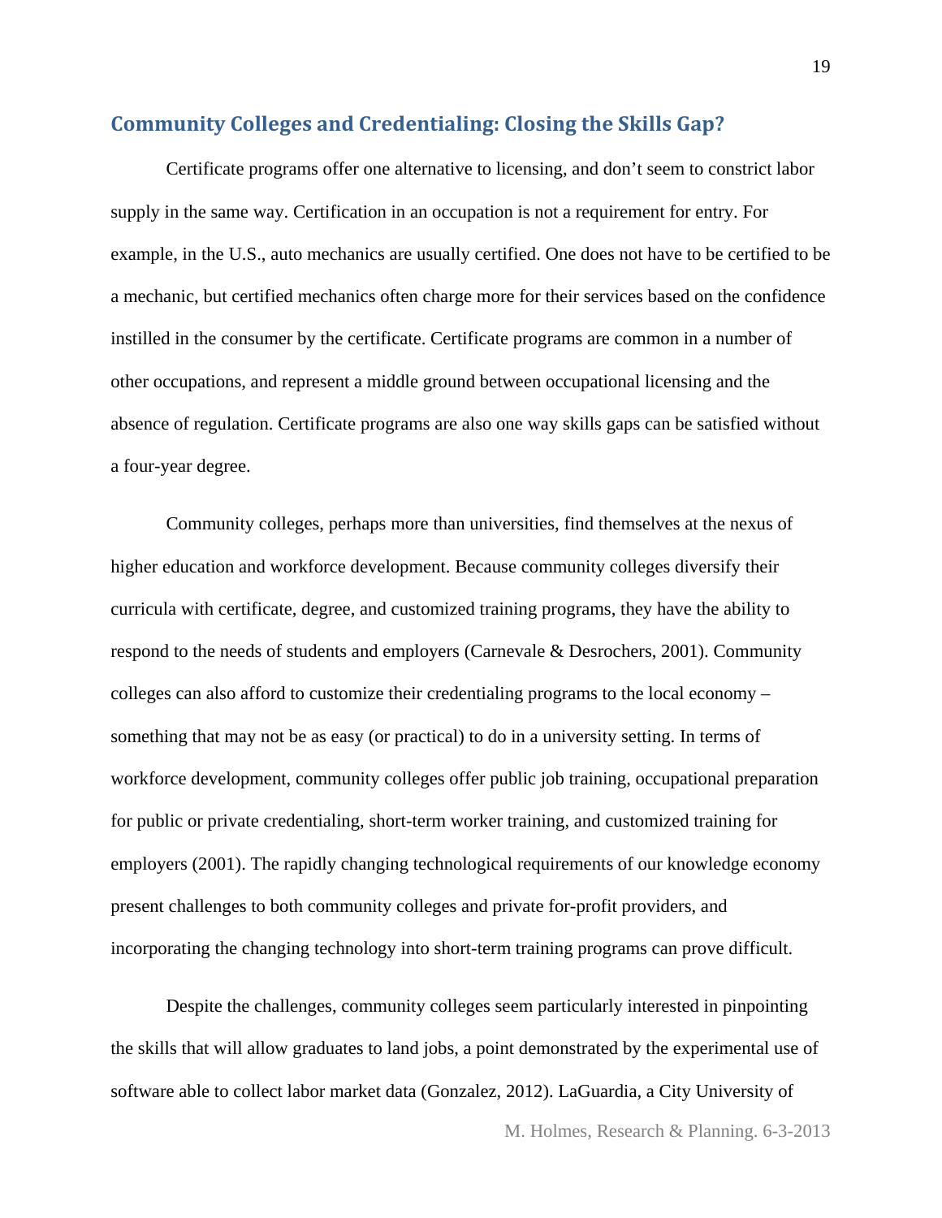## Community Colleges and Credentialing: Closing the Skills Gap?

Certificate programs offer one alternative to licensing, and don't seem to constrict labor supply in the same way. Certification in an occupation is not a requirement for entry. For example, in the U.S., auto mechanics are usually certified. One does not have to be certified to be a mechanic, but certified mechanics often charge more for their services based on the confidence instilled in the consumer by the certificate. Certificate programs are common in a number of other occupations, and represent a middle ground between occupational licensing and the absence of regulation. Certificate programs are also one way skills gaps can be satisfied without a four-year degree.

Community colleges, perhaps more than universities, find themselves at the nexus of higher education and workforce development. Because community colleges diversify their curricula with certificate, degree, and customized training programs, they have the ability to respond to the needs of students and employers (Carnevale & Desrochers, 2001). Community colleges can also afford to customize their credentialing programs to the local economy – something that may not be as easy (or practical) to do in a university setting. In terms of workforce development, community colleges offer public job training, occupational preparation for public or private credentialing, short-term worker training, and customized training for employers (2001). The rapidly changing technological requirements of our knowledge economy present challenges to both community colleges and private for-profit providers, and incorporating the changing technology into short-term training programs can prove difficult.

Despite the challenges, community colleges seem particularly interested in pinpointing the skills that will allow graduates to land jobs, a point demonstrated by the experimental use of software able to collect labor market data (Gonzalez, 2012). LaGuardia, a City University of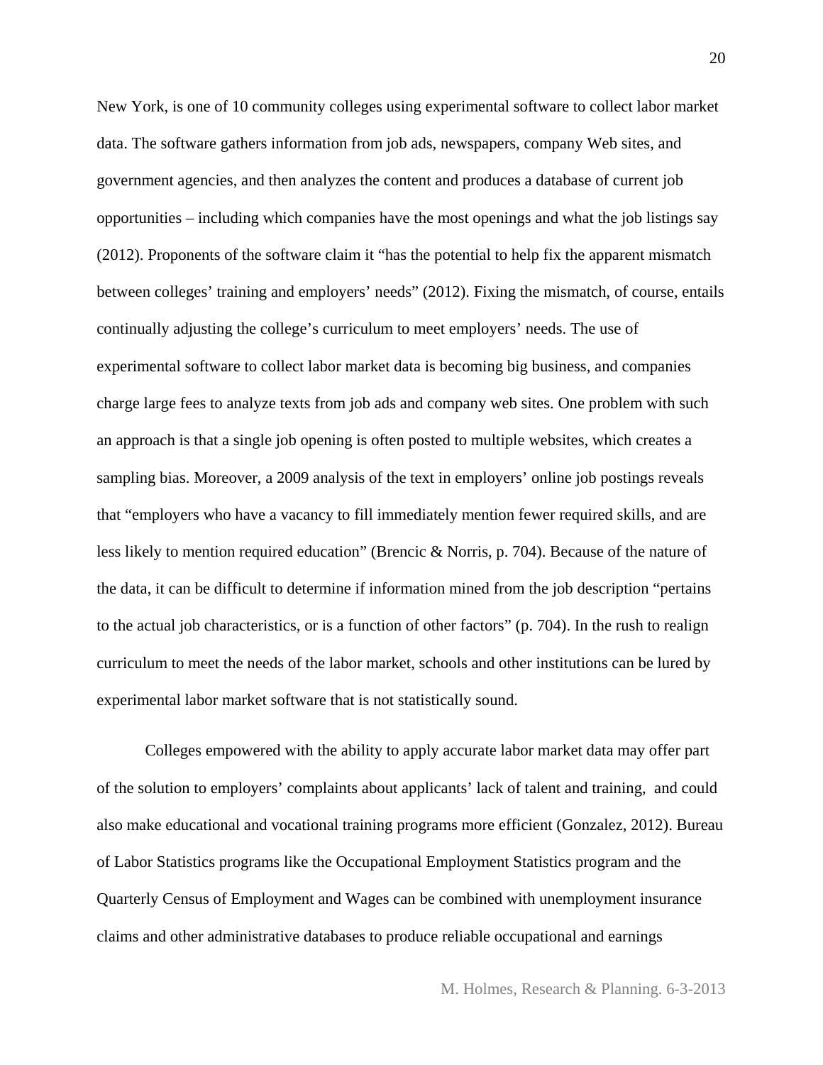New York, is one of 10 community colleges using experimental software to collect labor market data. The software gathers information from job ads, newspapers, company Web sites, and government agencies, and then analyzes the content and produces a database of current job opportunities – including which companies have the most openings and what the job listings say (2012). Proponents of the software claim it "has the potential to help fix the apparent mismatch between colleges' training and employers' needs" (2012). Fixing the mismatch, of course, entails continually adjusting the college's curriculum to meet employers' needs. The use of experimental software to collect labor market data is becoming big business, and companies charge large fees to analyze texts from job ads and company web sites. One problem with such an approach is that a single job opening is often posted to multiple websites, which creates a sampling bias. Moreover, a 2009 analysis of the text in employers' online job postings reveals that "employers who have a vacancy to fill immediately mention fewer required skills, and are less likely to mention required education" (Brencic & Norris, p. 704). Because of the nature of the data, it can be difficult to determine if information mined from the job description "pertains to the actual job characteristics, or is a function of other factors" (p. 704). In the rush to realign curriculum to meet the needs of the labor market, schools and other institutions can be lured by experimental labor market software that is not statistically sound.

Colleges empowered with the ability to apply accurate labor market data may offer part of the solution to employers' complaints about applicants' lack of talent and training, and could also make educational and vocational training programs more efficient (Gonzalez, 2012). Bureau of Labor Statistics programs like the Occupational Employment Statistics program and the Quarterly Census of Employment and Wages can be combined with unemployment insurance claims and other administrative databases to produce reliable occupational and earnings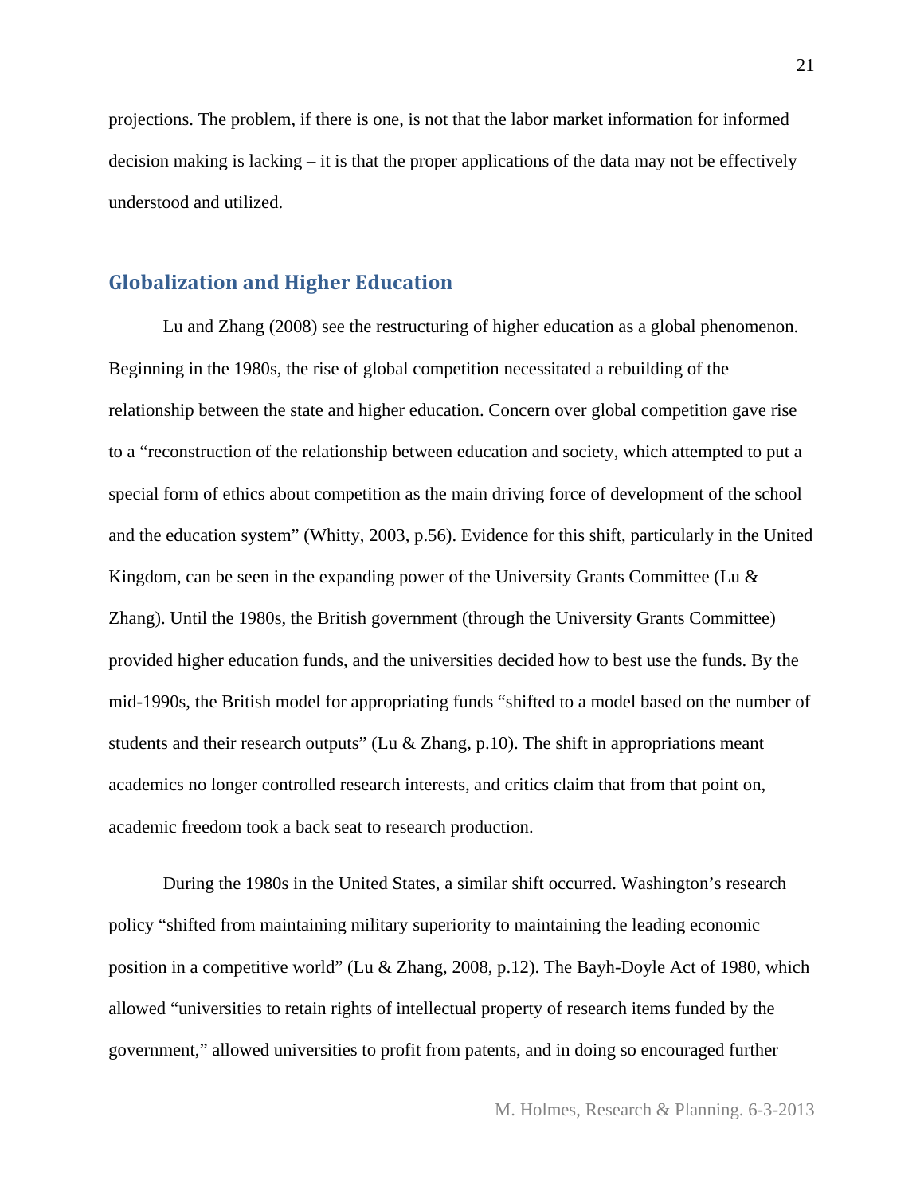projections. The problem, if there is one, is not that the labor market information for informed decision making is lacking – it is that the proper applications of the data may not be effectively understood and utilized.

## Globalization and Higher Education

Lu and Zhang (2008) see the restructuring of higher education as a global phenomenon. Beginning in the 1980s, the rise of global competition necessitated a rebuilding of the relationship between the state and higher education. Concern over global competition gave rise to a "reconstruction of the relationship between education and society, which attempted to put a special form of ethics about competition as the main driving force of development of the school and the education system" (Whitty, 2003, p.56). Evidence for this shift, particularly in the United Kingdom, can be seen in the expanding power of the University Grants Committee (Lu & Zhang). Until the 1980s, the British government (through the University Grants Committee) provided higher education funds, and the universities decided how to best use the funds. By the mid-1990s, the British model for appropriating funds "shifted to a model based on the number of students and their research outputs" (Lu & Zhang, p.10). The shift in appropriations meant academics no longer controlled research interests, and critics claim that from that point on, academic freedom took a back seat to research production.

During the 1980s in the United States, a similar shift occurred. Washington's research policy "shifted from maintaining military superiority to maintaining the leading economic position in a competitive world" (Lu & Zhang, 2008, p.12). The Bayh-Doyle Act of 1980, which allowed "universities to retain rights of intellectual property of research items funded by the government," allowed universities to profit from patents, and in doing so encouraged further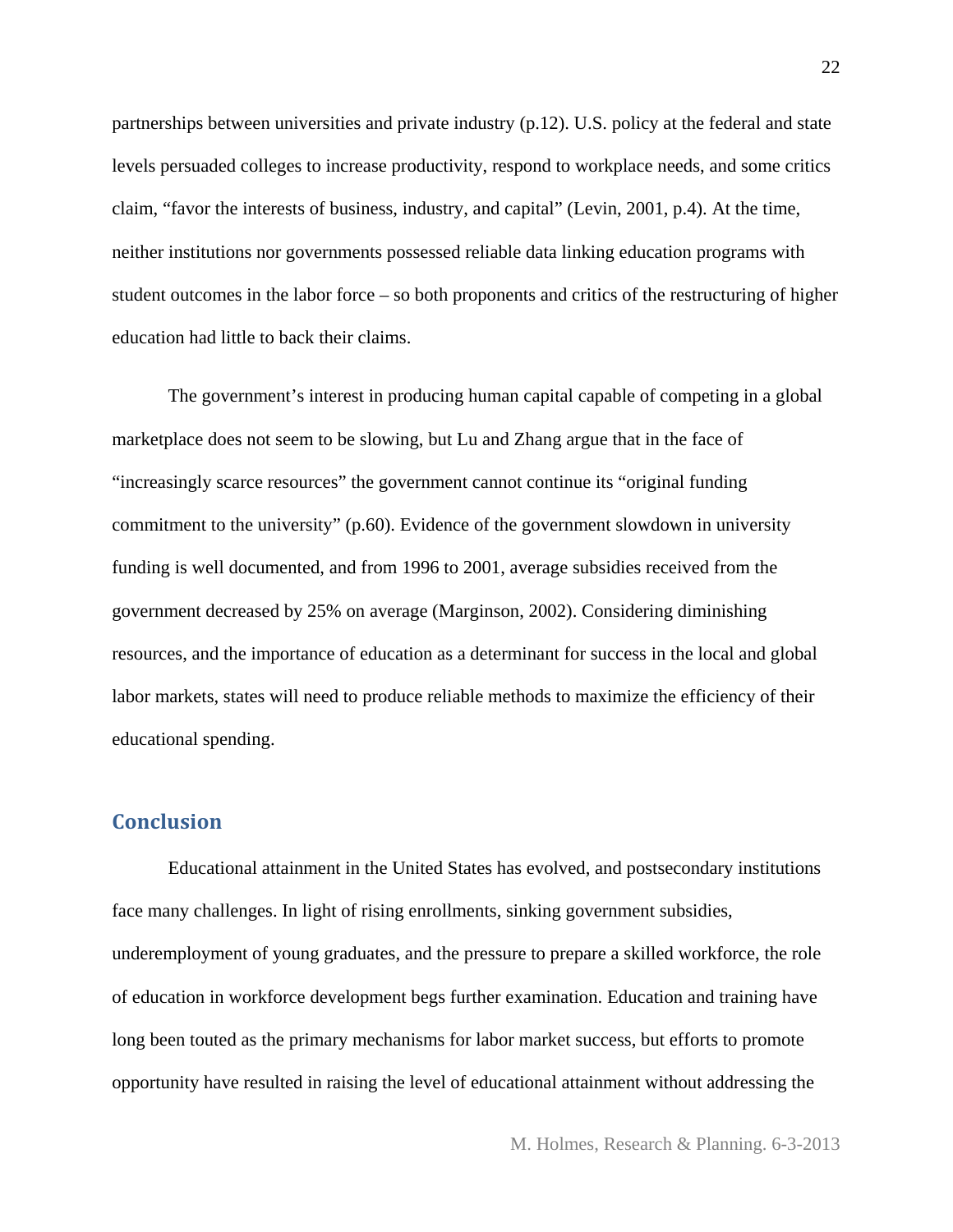partnerships between universities and private industry (p.12). U.S. policy at the federal and state levels persuaded colleges to increase productivity, respond to workplace needs, and some critics claim, "favor the interests of business, industry, and capital" (Levin, 2001, p.4). At the time, neither institutions nor governments possessed reliable data linking education programs with student outcomes in the labor force – so both proponents and critics of the restructuring of higher education had little to back their claims.

The government's interest in producing human capital capable of competing in a global marketplace does not seem to be slowing, but Lu and Zhang argue that in the face of "increasingly scarce resources" the government cannot continue its "original funding commitment to the university" (p.60). Evidence of the government slowdown in university funding is well documented, and from 1996 to 2001, average subsidies received from the government decreased by 25% on average (Marginson, 2002). Considering diminishing resources, and the importance of education as a determinant for success in the local and global labor markets, states will need to produce reliable methods to maximize the efficiency of their educational spending.

## Conclusion

Educational attainment in the United States has evolved, and postsecondary institutions face many challenges. In light of rising enrollments, sinking government subsidies, underemployment of young graduates, and the pressure to prepare a skilled workforce, the role of education in workforce development begs further examination. Education and training have long been touted as the primary mechanisms for labor market success, but efforts to promote opportunity have resulted in raising the level of educational attainment without addressing the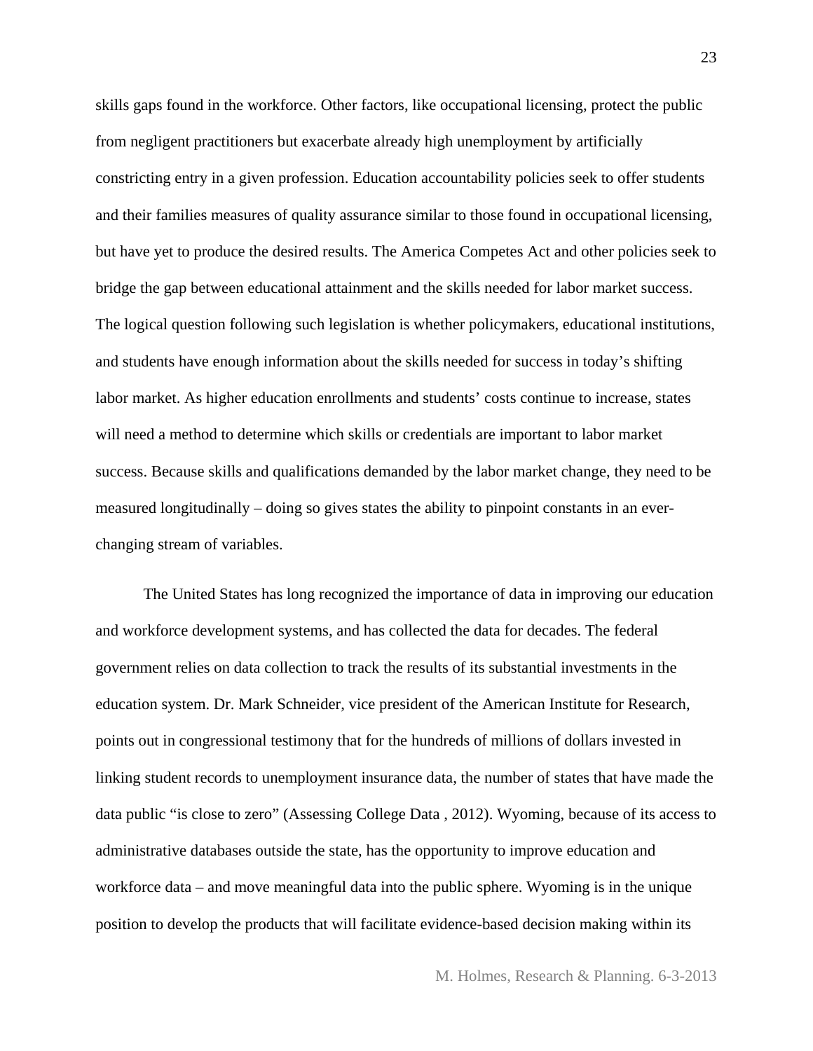skills gaps found in the workforce. Other factors, like occupational licensing, protect the public from negligent practitioners but exacerbate already high unemployment by artificially constricting entry in a given profession. Education accountability policies seek to offer students and their families measures of quality assurance similar to those found in occupational licensing, but have yet to produce the desired results. The America Competes Act and other policies seek to bridge the gap between educational attainment and the skills needed for labor market success. The logical question following such legislation is whether policymakers, educational institutions, and students have enough information about the skills needed for success in today's shifting labor market. As higher education enrollments and students' costs continue to increase, states will need a method to determine which skills or credentials are important to labor market success. Because skills and qualifications demanded by the labor market change, they need to be measured longitudinally – doing so gives states the ability to pinpoint constants in an ever-changing stream of variables.

The United States has long recognized the importance of data in improving our education and workforce development systems, and has collected the data for decades. The federal government relies on data collection to track the results of its substantial investments in the education system. Dr. Mark Schneider, vice president of the American Institute for Research, points out in congressional testimony that for the hundreds of millions of dollars invested in linking student records to unemployment insurance data, the number of states that have made the data public "is close to zero" (Assessing College Data , 2012). Wyoming, because of its access to administrative databases outside the state, has the opportunity to improve education and workforce data – and move meaningful data into the public sphere. Wyoming is in the unique position to develop the products that will facilitate evidence-based decision making within its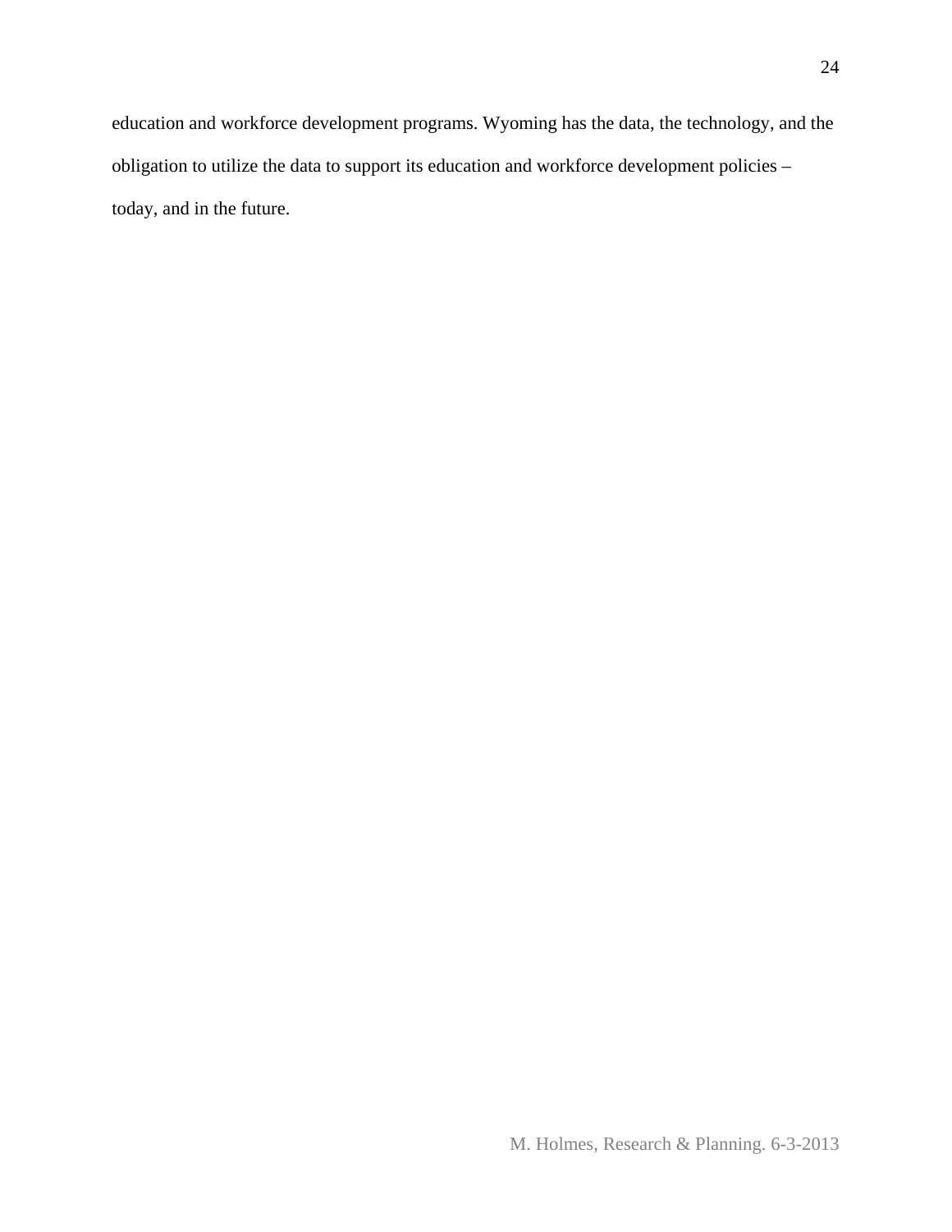education and workforce development programs. Wyoming has the data, the technology, and the obligation to utilize the data to support its education and workforce development policies – today, and in the future.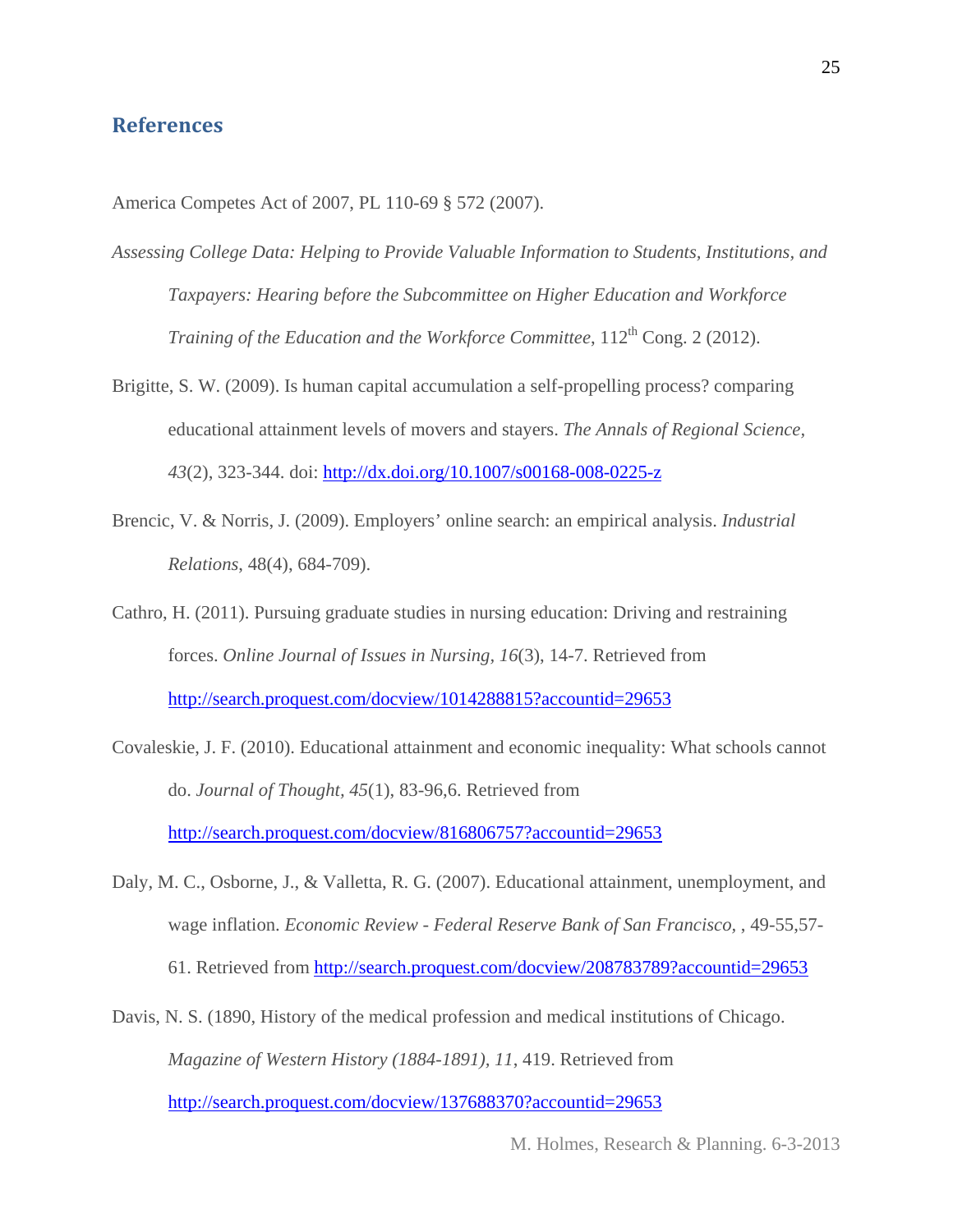## References

America Competes Act of 2007, PL 110-69 § 572 (2007).

*Assessing College Data: Helping to Provide Valuable Information to Students, Institutions, and Taxpayers: Hearing before the Subcommittee on Higher Education and Workforce Training of the Education and the Workforce Committee*, 112th Cong. 2 (2012).

Brigitte, S. W. (2009). Is human capital accumulation a self-propelling process? comparing educational attainment levels of movers and stayers. *The Annals of Regional Science, 43*(2), 323-344. doi: http://dx.doi.org/10.1007/s00168-008-0225-z

Brencic, V. & Norris, J. (2009). Employers' online search: an empirical analysis. *Industrial Relations*, 48(4), 684-709).

Cathro, H. (2011). Pursuing graduate studies in nursing education: Driving and restraining forces. *Online Journal of Issues in Nursing, 16*(3), 14-7. Retrieved from http://search.proquest.com/docview/1014288815?accountid=29653

Covaleskie, J. F. (2010). Educational attainment and economic inequality: What schools cannot do. *Journal of Thought*, *45*(1), 83-96,6. Retrieved from http://search.proquest.com/docview/816806757?accountid=29653

Daly, M. C., Osborne, J., & Valletta, R. G. (2007). Educational attainment, unemployment, and wage inflation. *Economic Review - Federal Reserve Bank of San Francisco,* , 49-55,57-61. Retrieved from http://search.proquest.com/docview/208783789?accountid=29653

Davis, N. S. (1890, History of the medical profession and medical institutions of Chicago. *Magazine of Western History (1884-1891), 11*, 419. Retrieved from http://search.proquest.com/docview/137688370?accountid=29653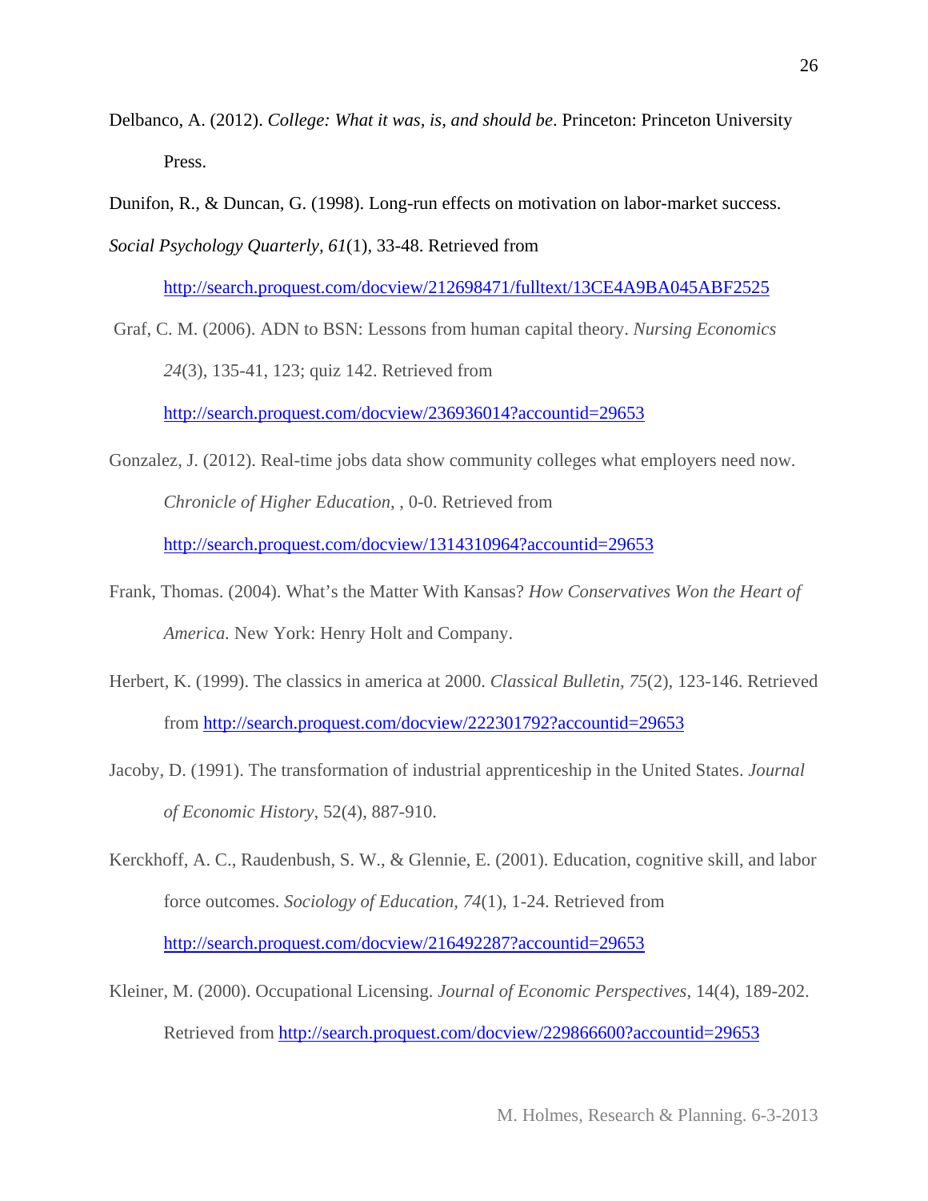Delbanco, A. (2012). *College: What it was, is, and should be*. Princeton: Princeton University Press.

Dunifon, R., & Duncan, G. (1998). Long-run effects on motivation on labor-market success. *Social Psychology Quarterly, 61*(1), 33-48. Retrieved from http://search.proquest.com/docview/212698471/fulltext/13CE4A9BA045ABF2525

Graf, C. M. (2006). ADN to BSN: Lessons from human capital theory. *Nursing Economics 24*(3), 135-41, 123; quiz 142. Retrieved from http://search.proquest.com/docview/236936014?accountid=29653

Gonzalez, J. (2012). Real-time jobs data show community colleges what employers need now. *Chronicle of Higher Education,* , 0-0. Retrieved from http://search.proquest.com/docview/1314310964?accountid=29653

Frank, Thomas. (2004). What's the Matter With Kansas? *How Conservatives Won the Heart of America.* New York: Henry Holt and Company.

Herbert, K. (1999). The classics in america at 2000. *Classical Bulletin, 75*(2), 123-146. Retrieved from http://search.proquest.com/docview/222301792?accountid=29653

Jacoby, D. (1991). The transformation of industrial apprenticeship in the United States. *Journal of Economic History*, 52(4), 887-910.

Kerckhoff, A. C., Raudenbush, S. W., & Glennie, E. (2001). Education, cognitive skill, and labor force outcomes. *Sociology of Education, 74*(1), 1-24. Retrieved from http://search.proquest.com/docview/216492287?accountid=29653

Kleiner, M. (2000). Occupational Licensing. *Journal of Economic Perspectives*, 14(4), 189-202. Retrieved from http://search.proquest.com/docview/229866600?accountid=29653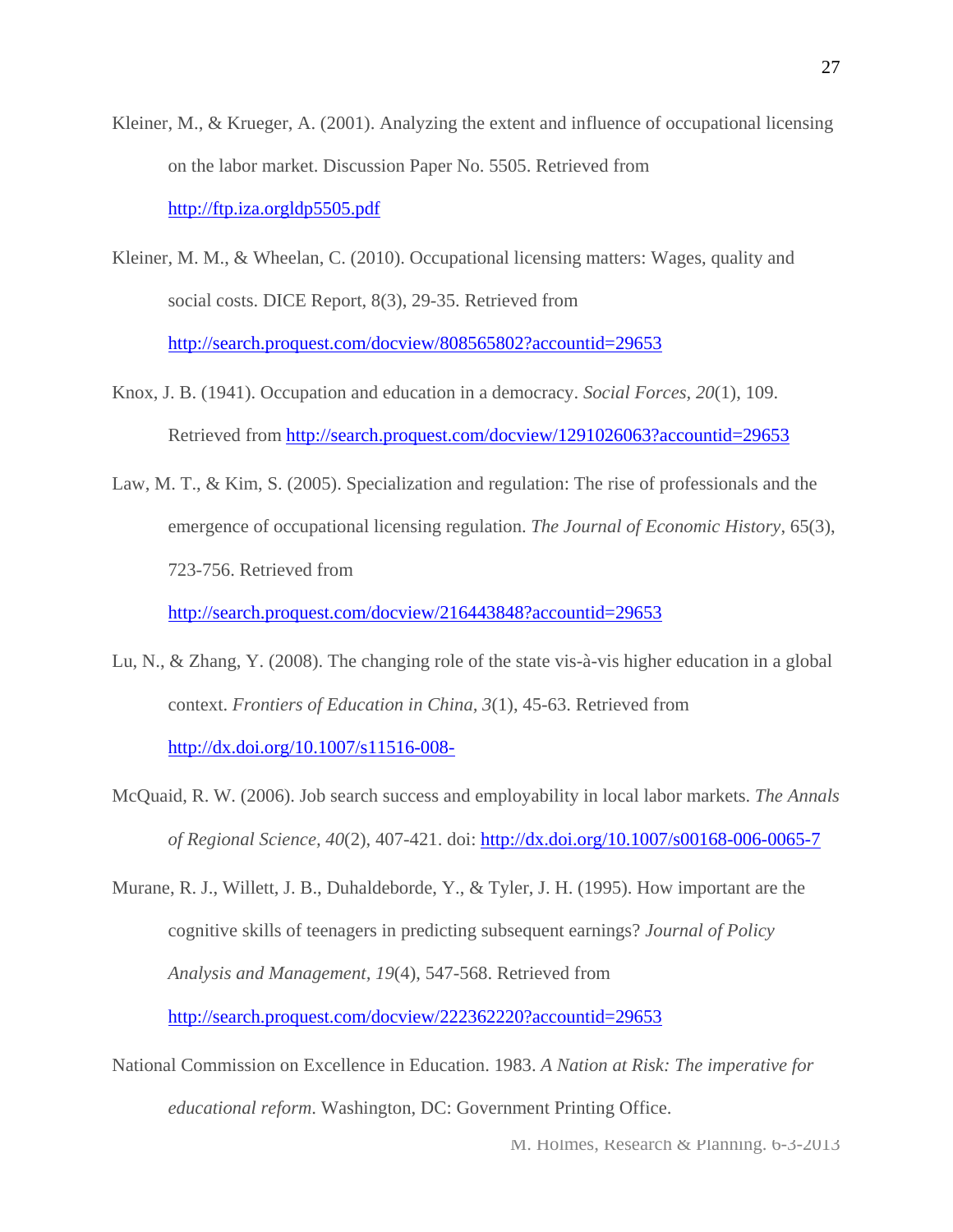Kleiner, M., & Krueger, A. (2001). Analyzing the extent and influence of occupational licensing on the labor market. Discussion Paper No. 5505. Retrieved from http://ftp.iza.orgldp5505.pdf

Kleiner, M. M., & Wheelan, C. (2010). Occupational licensing matters: Wages, quality and social costs. DICE Report, 8(3), 29-35. Retrieved from http://search.proquest.com/docview/808565802?accountid=29653

Knox, J. B. (1941). Occupation and education in a democracy. *Social Forces*, *20*(1), 109. Retrieved from http://search.proquest.com/docview/1291026063?accountid=29653

Law, M. T., & Kim, S. (2005). Specialization and regulation: The rise of professionals and the emergence of occupational licensing regulation. *The Journal of Economic History*, 65(3), 723-756. Retrieved from http://search.proquest.com/docview/216443848?accountid=29653

Lu, N., & Zhang, Y. (2008). The changing role of the state vis-à-vis higher education in a global context. *Frontiers of Education in China*, *3*(1), 45-63. Retrieved from http://dx.doi.org/10.1007/s11516-008-

McQuaid, R. W. (2006). Job search success and employability in local labor markets. *The Annals of Regional Science, 40*(2), 407-421. doi: http://dx.doi.org/10.1007/s00168-006-0065-7

Murane, R. J., Willett, J. B., Duhaldeborde, Y., & Tyler, J. H. (1995). How important are the cognitive skills of teenagers in predicting subsequent earnings? *Journal of Policy Analysis and Management, 19*(4), 547-568. Retrieved from http://search.proquest.com/docview/222362220?accountid=29653

National Commission on Excellence in Education. 1983. *A Nation at Risk: The imperative for educational reform*. Washington, DC: Government Printing Office.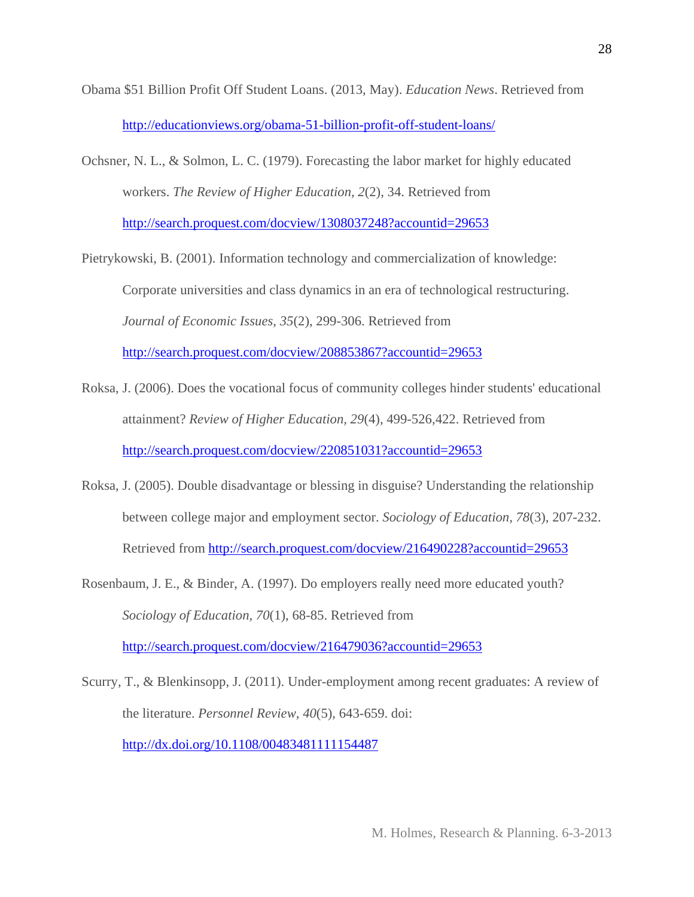Obama $51 Billion Profit Off Student Loans. (2013, May). *Education News*. Retrieved from http://educationviews.org/obama-51-billion-profit-off-student-loans/

Ochsner, N. L., & Solmon, L. C. (1979). Forecasting the labor market for highly educated workers. *The Review of Higher Education, 2*(2), 34. Retrieved from http://search.proquest.com/docview/1308037248?accountid=29653

Pietrykowski, B. (2001). Information technology and commercialization of knowledge: Corporate universities and class dynamics in an era of technological restructuring. *Journal of Economic Issues, 35*(2), 299-306. Retrieved from http://search.proquest.com/docview/208853867?accountid=29653

Roksa, J. (2006). Does the vocational focus of community colleges hinder students' educational attainment? *Review of Higher Education, 29*(4), 499-526,422. Retrieved from http://search.proquest.com/docview/220851031?accountid=29653

Roksa, J. (2005). Double disadvantage or blessing in disguise? Understanding the relationship between college major and employment sector. *Sociology of Education, 78*(3), 207-232. Retrieved from http://search.proquest.com/docview/216490228?accountid=29653

Rosenbaum, J. E., & Binder, A. (1997). Do employers really need more educated youth? *Sociology of Education, 70*(1), 68-85. Retrieved from http://search.proquest.com/docview/216479036?accountid=29653

Scurry, T., & Blenkinsopp, J. (2011). Under-employment among recent graduates: A review of the literature. *Personnel Review, 40*(5), 643-659. doi: http://dx.doi.org/10.1108/00483481111154487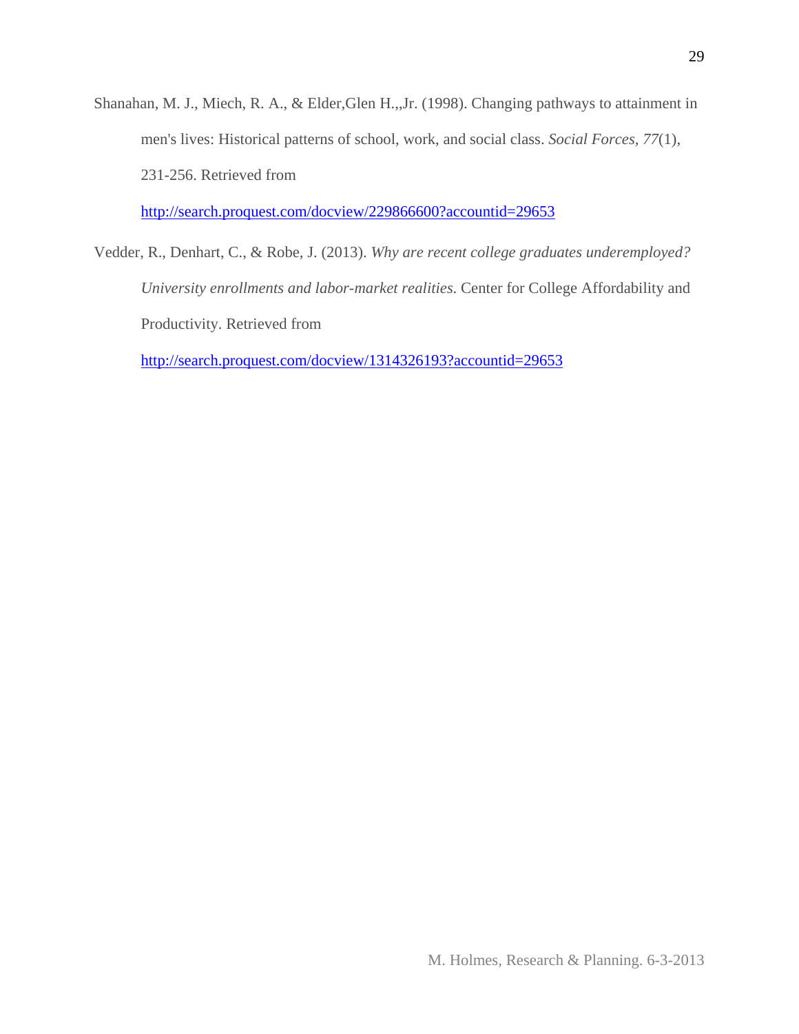Shanahan, M. J., Miech, R. A., & Elder,Glen H.,,Jr. (1998). Changing pathways to attainment in men's lives: Historical patterns of school, work, and social class. *Social Forces*, *77*(1), 231-256. Retrieved from http://search.proquest.com/docview/229866600?accountid=29653

Vedder, R., Denhart, C., & Robe, J. (2013). *Why are recent college graduates underemployed? University enrollments and labor-market realities*. Center for College Affordability and Productivity. Retrieved from http://search.proquest.com/docview/1314326193?accountid=29653